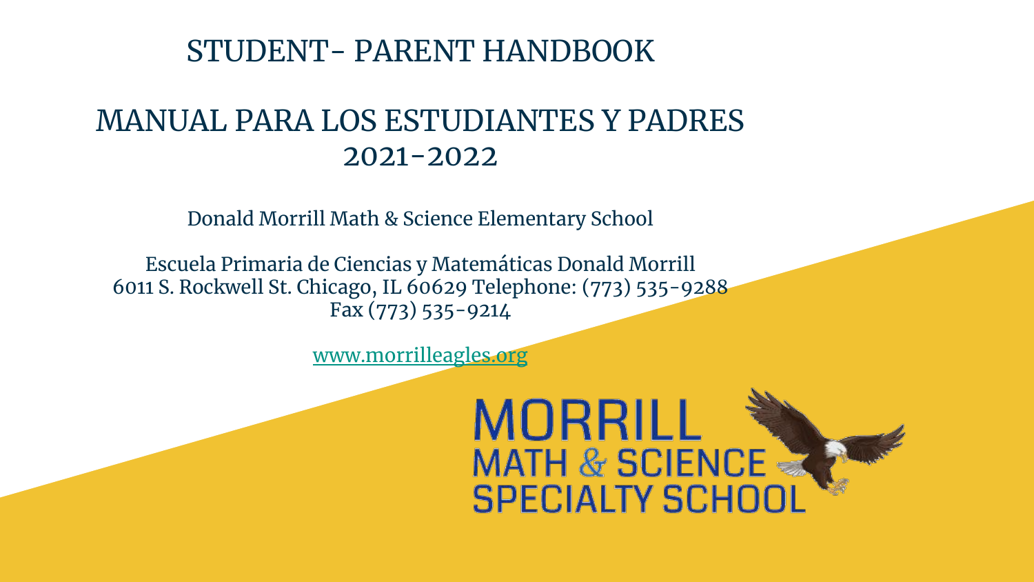# STUDENT- PARENT HANDBOOK

# MANUAL PARA LOS ESTUDIANTES Y PADRES 2021-2022

Donald Morrill Math & Science Elementary School

Escuela Primaria de Ciencias y Matemáticas Donald Morrill
6011 S. Rockwell St. Chicago, IL 60629 Telephone: (773) 535-9288
Fax (773) 535-9214

www.morrilleagles.org

MORRILL
MATH & SCIENCE
SPECIALTY SCHOOL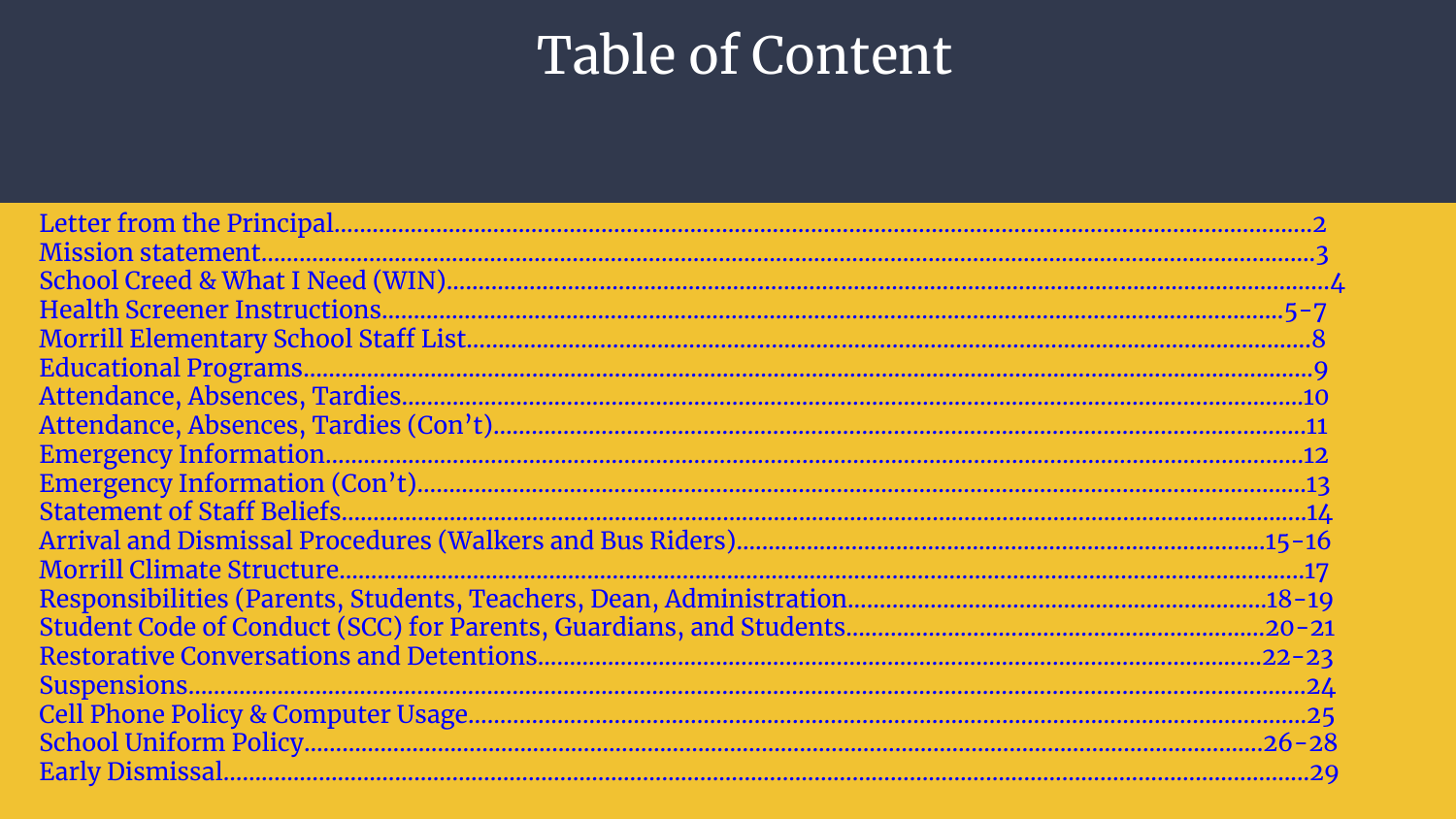# Table of Content

| Section | Page |
| --- | --- |
| Letter from the Principal | 2 |
| Mission statement | 3 |
| School Creed & What I Need (WIN) | 4 |
| Health Screener Instructions | 5-7 |
| Morrill Elementary School Staff List | 8 |
| Educational Programs | 9 |
| Attendance, Absences, Tardies | 10 |
| Attendance, Absences, Tardies (Con't) | 11 |
| Emergency Information | 12 |
| Emergency Information (Con't) | 13 |
| Statement of Staff Beliefs | 14 |
| Arrival and Dismissal Procedures (Walkers and Bus Riders) | 15-16 |
| Morrill Climate Structure | 17 |
| Responsibilities (Parents, Students, Teachers, Dean, Administration | 18-19 |
| Student Code of Conduct (SCC) for Parents, Guardians, and Students | 20-21 |
| Restorative Conversations and Detentions | 22-23 |
| Suspensions | 24 |
| Cell Phone Policy & Computer Usage | 25 |
| School Uniform Policy | 26-28 |
| Early Dismissal | 29 |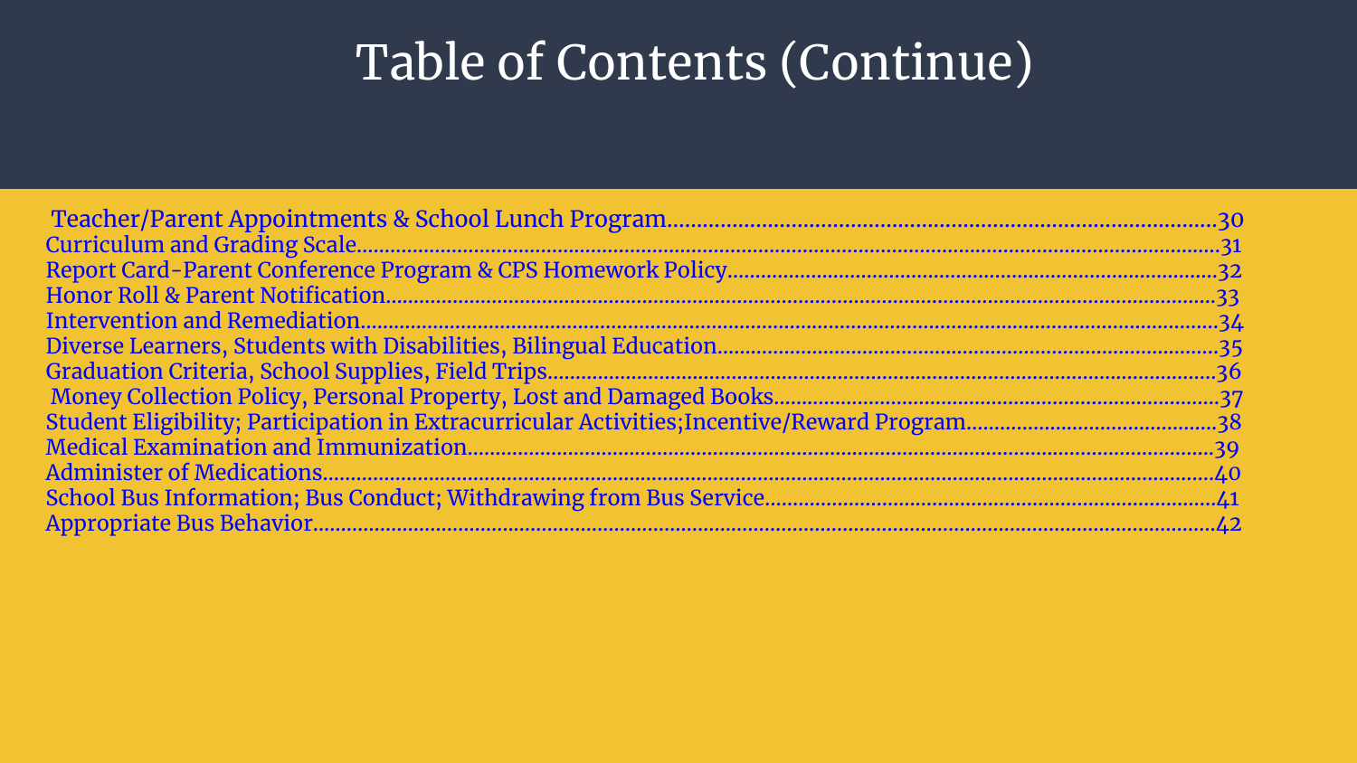# Table of Contents (Continue)

Teacher/Parent Appointments & School Lunch Program.......30
Curriculum and Grading Scale.......31
Report Card-Parent Conference Program & CPS Homework Policy.......32
Honor Roll & Parent Notification.......33
Intervention and Remediation.......34
Diverse Learners, Students with Disabilities, Bilingual Education.......35
Graduation Criteria, School Supplies, Field Trips.......36
Money Collection Policy, Personal Property, Lost and Damaged Books.......37
Student Eligibility; Participation in Extracurricular Activities;Incentive/Reward Program.......38
Medical Examination and Immunization.......39
Administer of Medications.......40
School Bus Information; Bus Conduct; Withdrawing from Bus Service.......41
Appropriate Bus Behavior.......42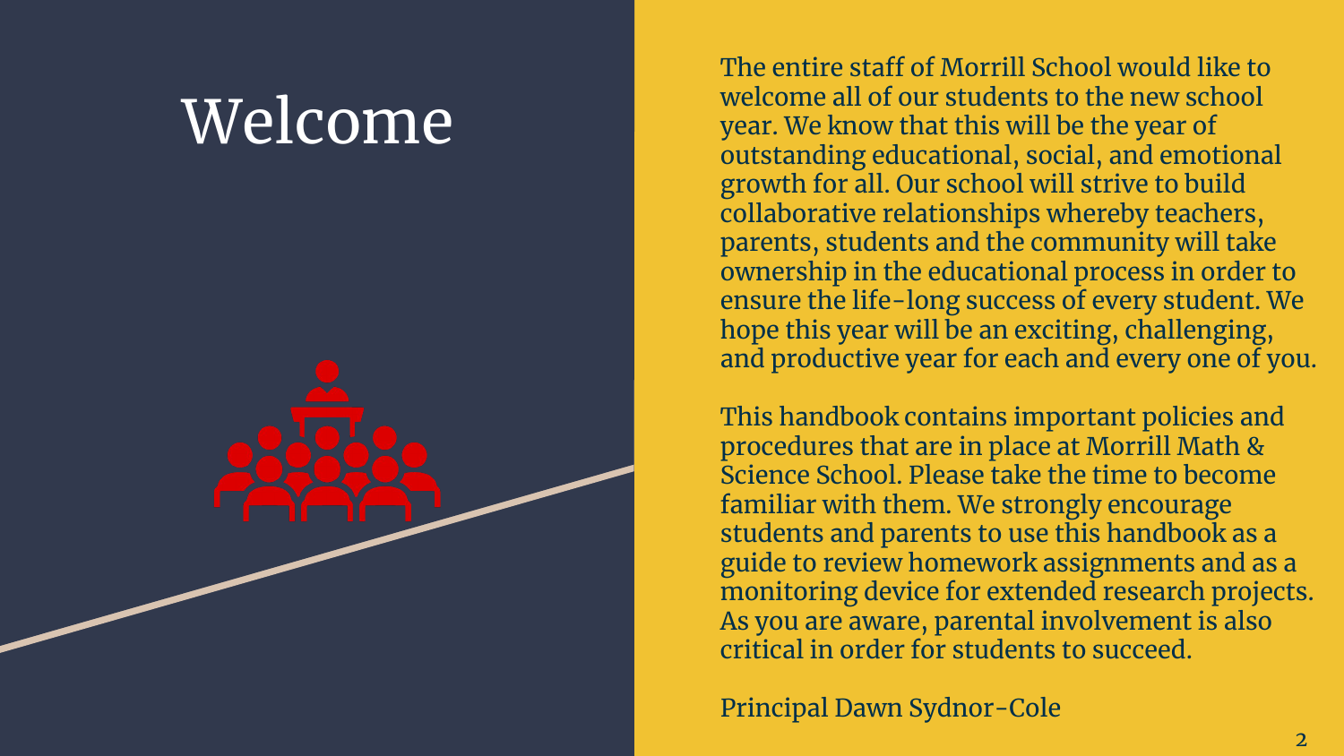# Welcome

The entire staff of Morrill School would like to welcome all of our students to the new school year. We know that this will be the year of outstanding educational, social, and emotional growth for all. Our school will strive to build collaborative relationships whereby teachers, parents, students and the community will take ownership in the educational process in order to ensure the life-long success of every student. We hope this year will be an exciting, challenging, and productive year for each and every one of you.

This handbook contains important policies and procedures that are in place at Morrill Math & Science School. Please take the time to become familiar with them. We strongly encourage students and parents to use this handbook as a guide to review homework assignments and as a monitoring device for extended research projects. As you are aware, parental involvement is also critical in order for students to succeed.

Principal Dawn Sydnor-Cole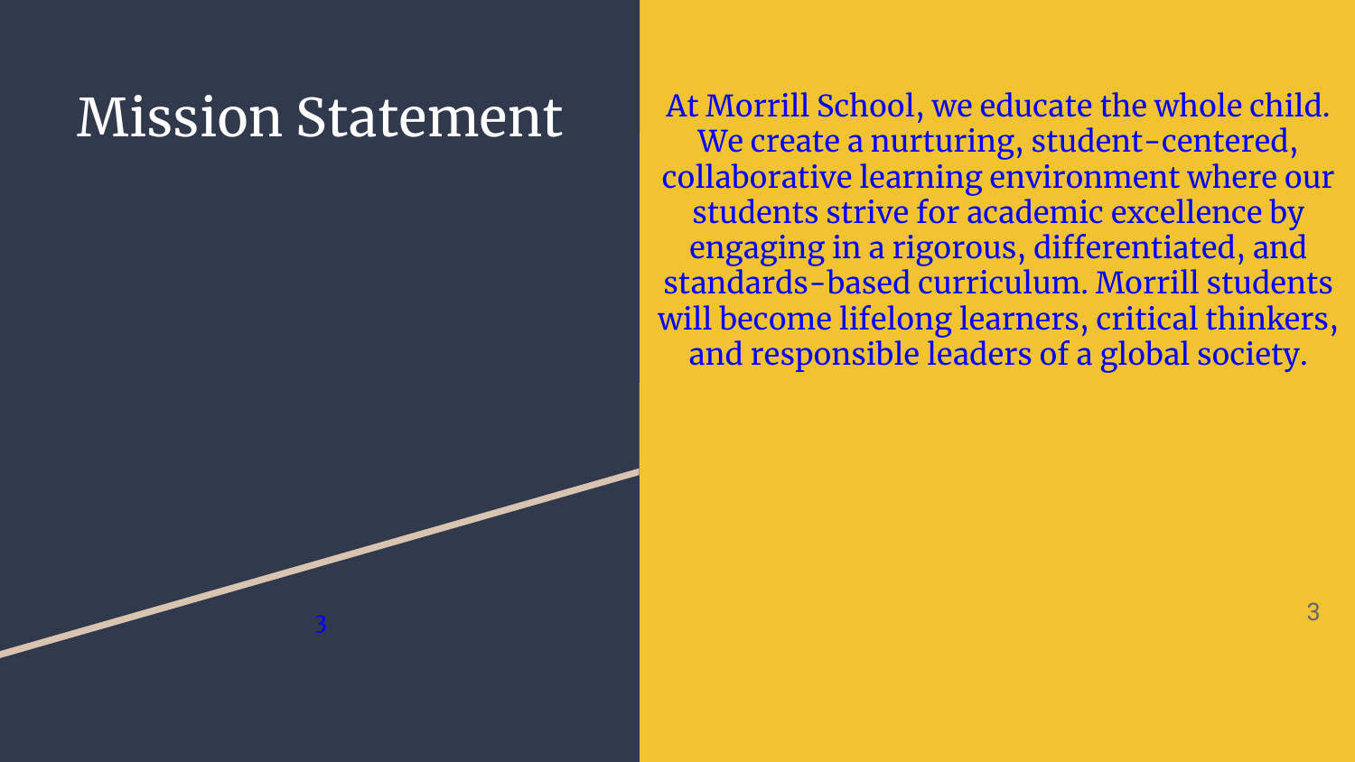# Mission Statement

At Morrill School, we educate the whole child. We create a nurturing, student-centered, collaborative learning environment where our students strive for academic excellence by engaging in a rigorous, differentiated, and standards-based curriculum. Morrill students will become lifelong learners, critical thinkers, and responsible leaders of a global society.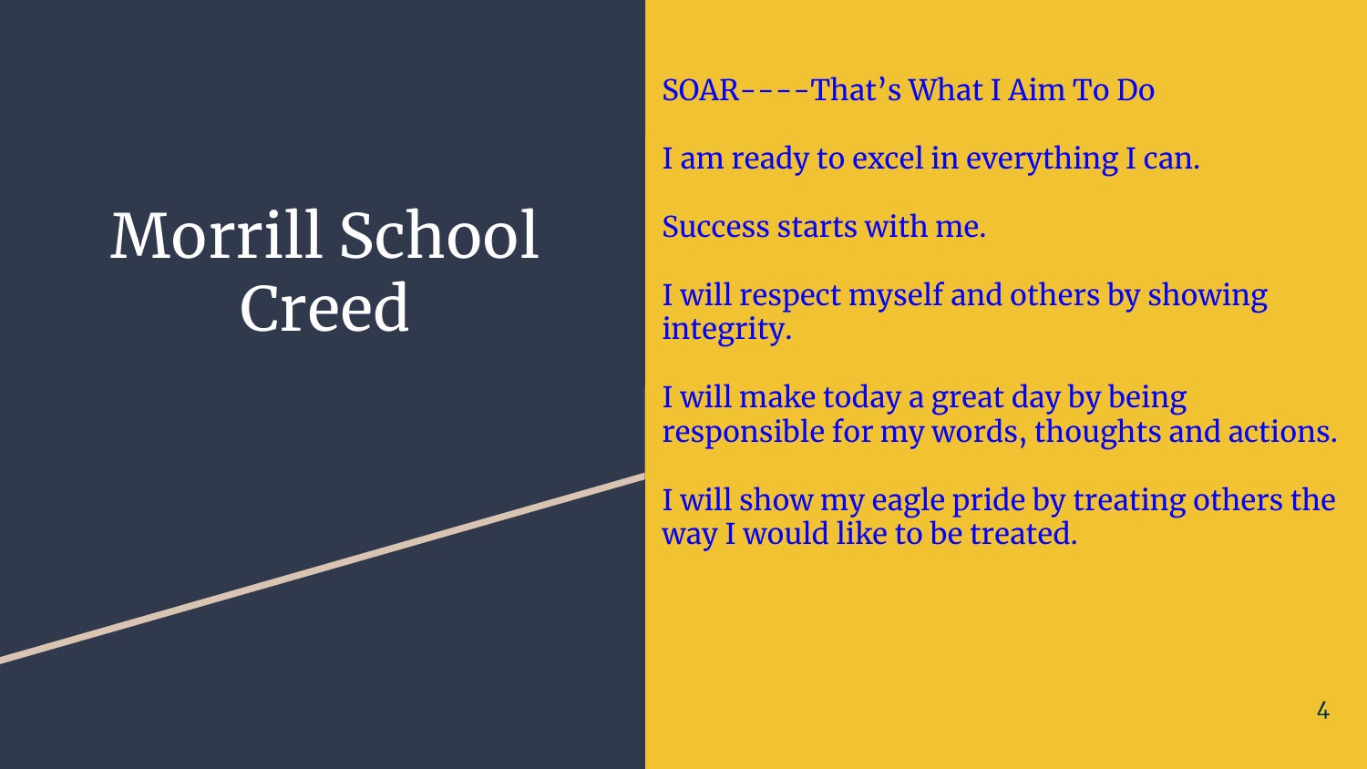# Morrill School Creed

SOAR----That's What I Aim To Do

I am ready to excel in everything I can.

Success starts with me.

I will respect myself and others by showing integrity.

I will make today a great day by being responsible for my words, thoughts and actions.

I will show my eagle pride by treating others the way I would like to be treated.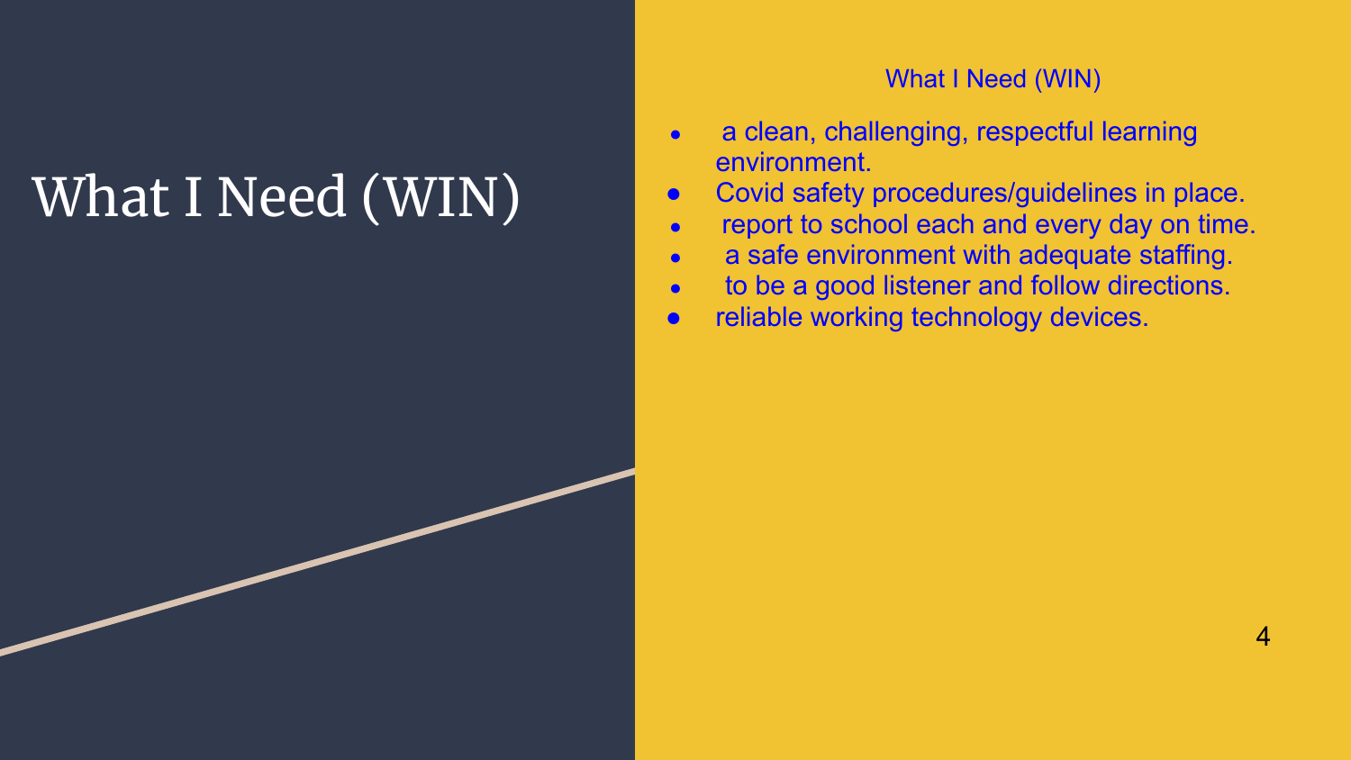# What I Need (WIN)

What I Need (WIN)

- a clean, challenging, respectful learning environment.
- Covid safety procedures/guidelines in place.
- report to school each and every day on time.
- a safe environment with adequate staffing.
- to be a good listener and follow directions.
- reliable working technology devices.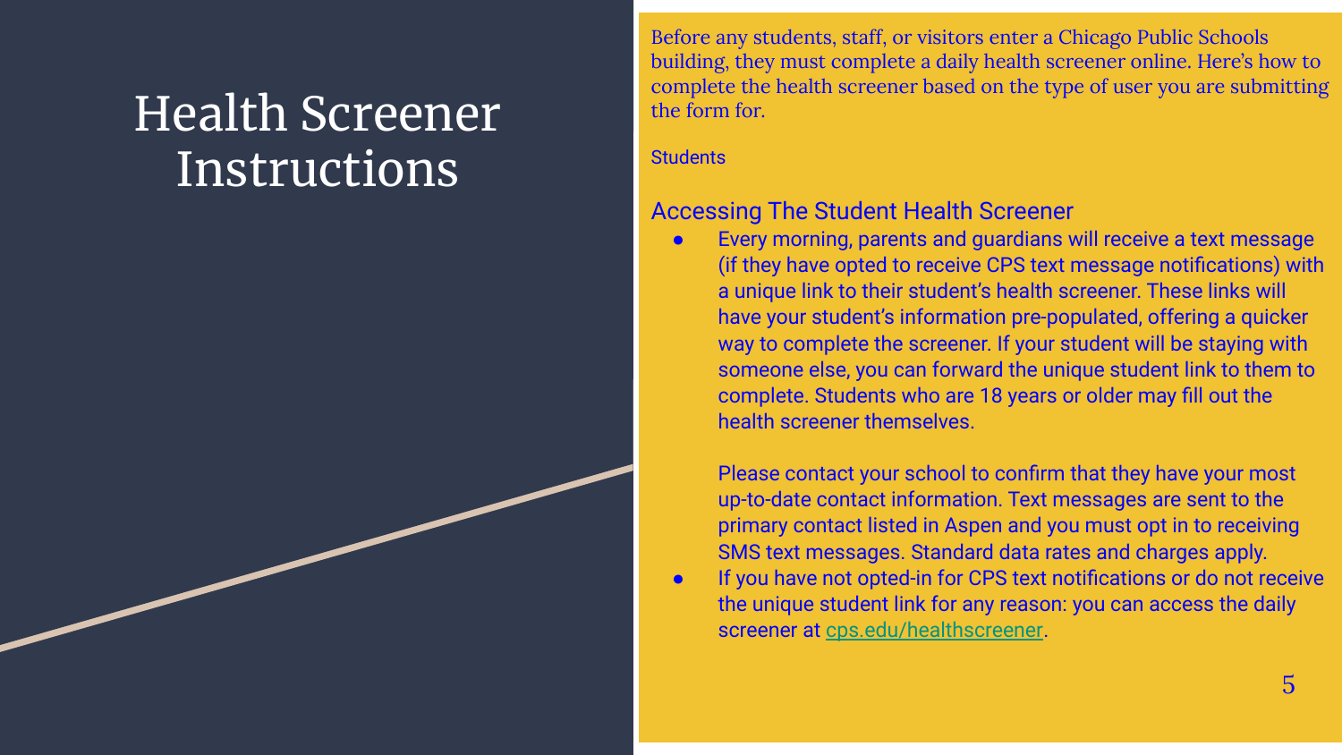# Health Screener Instructions

Before any students, staff, or visitors enter a Chicago Public Schools building, they must complete a daily health screener online. Here's how to complete the health screener based on the type of user you are submitting the form for.

Students

## Accessing The Student Health Screener

- Every morning, parents and guardians will receive a text message (if they have opted to receive CPS text message notifications) with a unique link to their student's health screener. These links will have your student's information pre-populated, offering a quicker way to complete the screener. If your student will be staying with someone else, you can forward the unique student link to them to complete. Students who are 18 years or older may fill out the health screener themselves.

  Please contact your school to confirm that they have your most up-to-date contact information. Text messages are sent to the primary contact listed in Aspen and you must opt in to receiving SMS text messages. Standard data rates and charges apply.
- If you have not opted-in for CPS text notifications or do not receive the unique student link for any reason: you can access the daily screener at [cps.edu/healthscreener](cps.edu/healthscreener).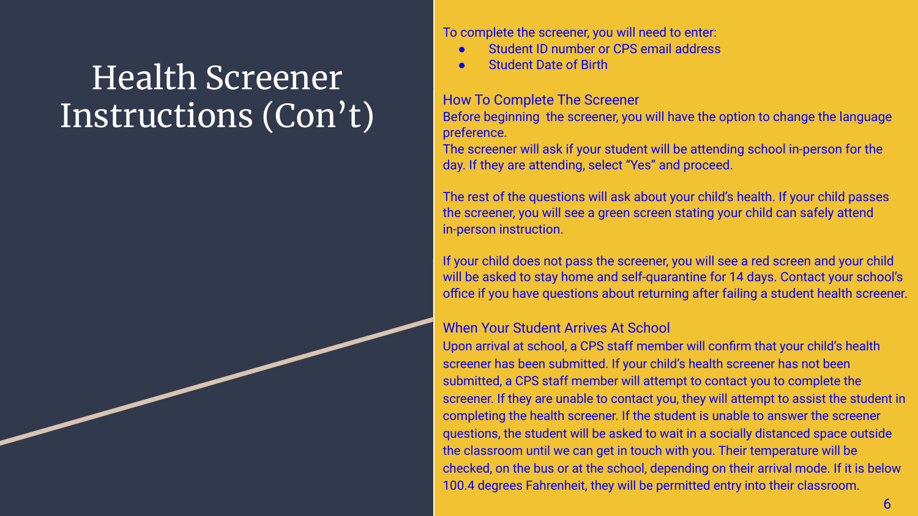# Health Screener Instructions (Con't)

To complete the screener, you will need to enter:

- Student ID number or CPS email address
- Student Date of Birth

## How To Complete The Screener

Before beginning the screener, you will have the option to change the language preference.

The screener will ask if your student will be attending school in-person for the day. If they are attending, select "Yes" and proceed.

The rest of the questions will ask about your child's health. If your child passes the screener, you will see a green screen stating your child can safely attend in-person instruction.

If your child does not pass the screener, you will see a red screen and your child will be asked to stay home and self-quarantine for 14 days. Contact your school's office if you have questions about returning after failing a student health screener.

## When Your Student Arrives At School

Upon arrival at school, a CPS staff member will confirm that your child's health screener has been submitted. If your child's health screener has not been submitted, a CPS staff member will attempt to contact you to complete the screener. If they are unable to contact you, they will attempt to assist the student in completing the health screener. If the student is unable to answer the screener questions, the student will be asked to wait in a socially distanced space outside the classroom until we can get in touch with you. Their temperature will be checked, on the bus or at the school, depending on their arrival mode. If it is below 100.4 degrees Fahrenheit, they will be permitted entry into their classroom.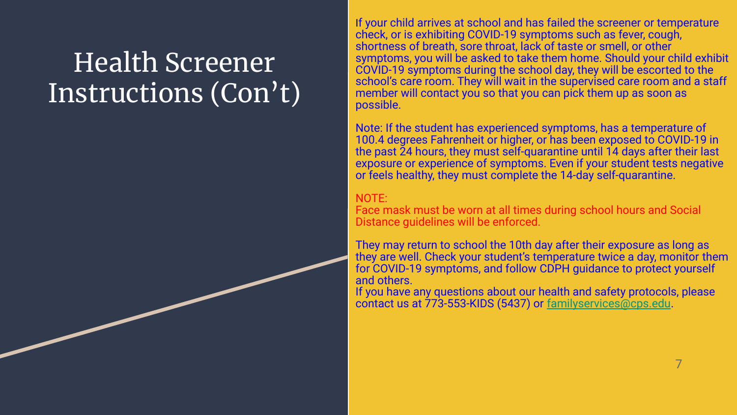# Health Screener Instructions (Con't)

If your child arrives at school and has failed the screener or temperature check, or is exhibiting COVID-19 symptoms such as fever, cough, shortness of breath, sore throat, lack of taste or smell, or other symptoms, you will be asked to take them home. Should your child exhibit COVID-19 symptoms during the school day, they will be escorted to the school's care room. They will wait in the supervised care room and a staff member will contact you so that you can pick them up as soon as possible.

Note: If the student has experienced symptoms, has a temperature of 100.4 degrees Fahrenheit or higher, or has been exposed to COVID-19 in the past 24 hours, they must self-quarantine until 14 days after their last exposure or experience of symptoms. Even if your student tests negative or feels healthy, they must complete the 14-day self-quarantine.

NOTE:
Face mask must be worn at all times during school hours and Social Distance guidelines will be enforced.

They may return to school the 10th day after their exposure as long as they are well. Check your student's temperature twice a day, monitor them for COVID-19 symptoms, and follow CDPH guidance to protect yourself and others.
If you have any questions about our health and safety protocols, please contact us at 773-553-KIDS (5437) or familyservices@cps.edu.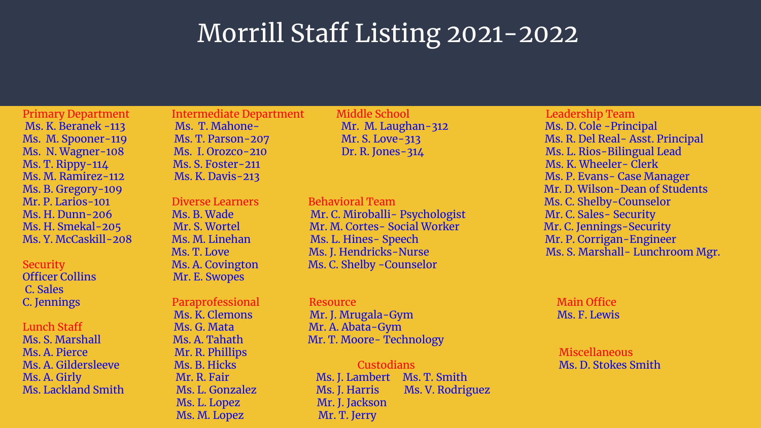# Morrill Staff Listing 2021-2022

## Primary Department

Ms. K. Beranek -113
Ms. M. Spooner-119
Ms. N. Wagner-108
Ms. T. Rippy-114
Ms. M. Ramirez-112
Ms. B. Gregory-109
Mr. P. Larios-101
Ms. H. Dunn-206
Ms. H. Smekal-205
Ms. Y. McCaskill-208

## Security

Officer Collins
C. Sales
C. Jennings

## Lunch Staff

Ms. S. Marshall
Ms. A. Pierce
Ms. A. Gildersleeve
Ms. A. Girly
Ms. Lackland Smith

## Intermediate Department

Ms. T. Mahone-
Ms. T. Parson-207
Ms. I. Orozco-210
Ms. S. Foster-211
Ms. K. Davis-213

## Diverse Learners

Ms. B. Wade
Mr. S. Wortel
Ms. M. Linehan
Ms. T. Love
Ms. A. Covington
Mr. E. Swopes

## Paraprofessional

Ms. K. Clemons
Ms. G. Mata
Ms. A. Tahath
Mr. R. Phillips
Ms. B. Hicks
Mr. R. Fair
Ms. L. Gonzalez
Ms. L. Lopez
Ms. M. Lopez

## Middle School

Mr. M. Laughan-312
Mr. S. Love-313
Dr. R. Jones-314

## Behavioral Team

Mr. C. Miroballi- Psychologist
Mr. M. Cortes- Social Worker
Ms. L. Hines- Speech
Ms. J. Hendricks-Nurse
Ms. C. Shelby -Counselor

## Resource

Mr. J. Mrugala-Gym
Mr. A. Abata-Gym
Mr. T. Moore- Technology

## Custodians

Ms. J. Lambert
Ms. J. Harris
Mr. J. Jackson
Mr. T. Jerry
Ms. T. Smith
Ms. V. Rodriguez

## Leadership Team

Ms. D. Cole -Principal
Ms. R. Del Real- Asst. Principal
Ms. L. Rios-Bilingual Lead
Ms. K. Wheeler- Clerk
Ms. P. Evans- Case Manager
Mr. D. Wilson-Dean of Students
Ms. C. Shelby-Counselor
Mr. C. Sales- Security
Mr. C. Jennings-Security
Mr. P. Corrigan-Engineer
Ms. S. Marshall- Lunchroom Mgr.

## Main Office

Ms. F. Lewis

## Miscellaneous

Ms. D. Stokes Smith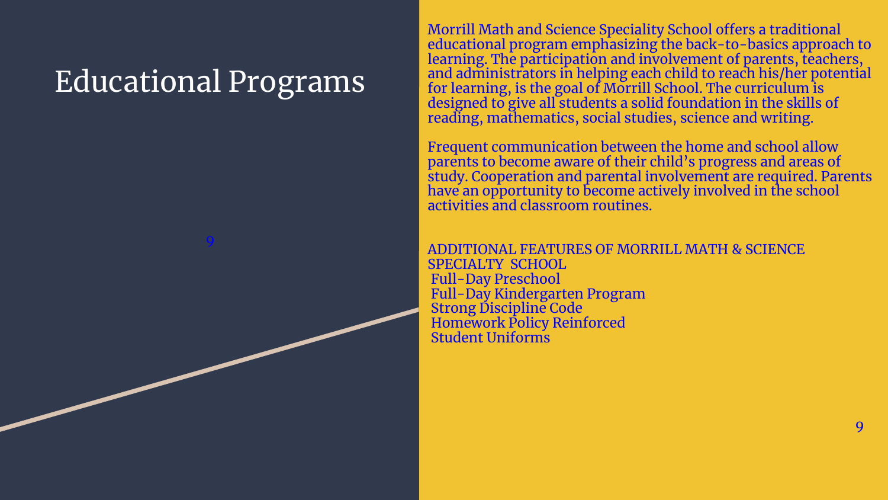# Educational Programs

Morrill Math and Science Speciality School offers a traditional educational program emphasizing the back-to-basics approach to learning. The participation and involvement of parents, teachers, and administrators in helping each child to reach his/her potential for learning, is the goal of Morrill School. The curriculum is designed to give all students a solid foundation in the skills of reading, mathematics, social studies, science and writing.

Frequent communication between the home and school allow parents to become aware of their child's progress and areas of study. Cooperation and parental involvement are required. Parents have an opportunity to become actively involved in the school activities and classroom routines.

ADDITIONAL FEATURES OF MORRILL MATH & SCIENCE SPECIALTY SCHOOL

- Full-Day Preschool
- Full-Day Kindergarten Program
- Strong Discipline Code
- Homework Policy Reinforced
- Student Uniforms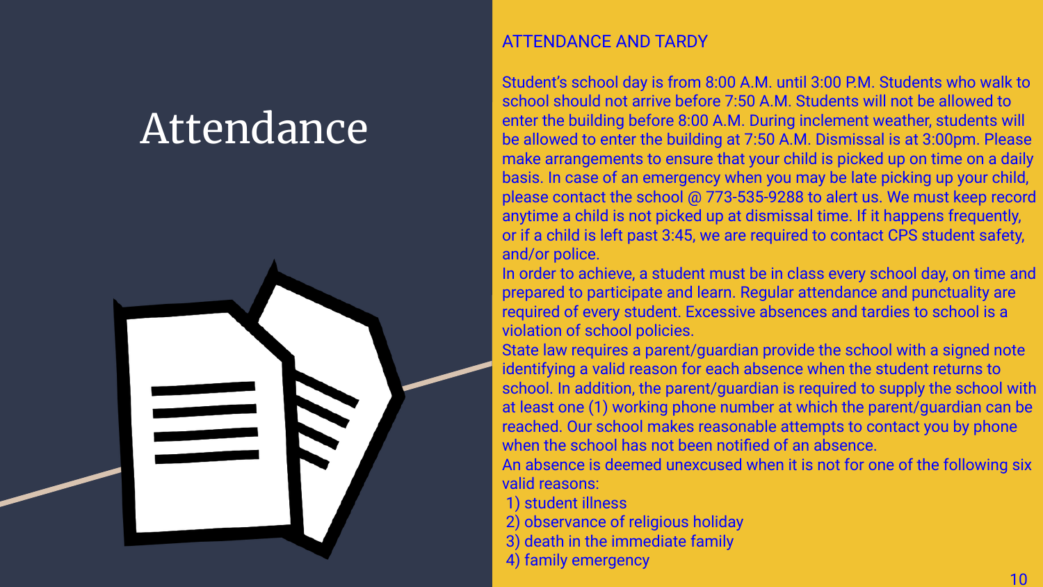# Attendance

## ATTENDANCE AND TARDY

Student's school day is from 8:00 A.M. until 3:00 P.M. Students who walk to school should not arrive before 7:50 A.M. Students will not be allowed to enter the building before 8:00 A.M. During inclement weather, students will be allowed to enter the building at 7:50 A.M. Dismissal is at 3:00pm. Please make arrangements to ensure that your child is picked up on time on a daily basis. In case of an emergency when you may be late picking up your child, please contact the school @ 773-535-9288 to alert us. We must keep record anytime a child is not picked up at dismissal time. If it happens frequently, or if a child is left past 3:45, we are required to contact CPS student safety, and/or police.

In order to achieve, a student must be in class every school day, on time and prepared to participate and learn. Regular attendance and punctuality are required of every student. Excessive absences and tardies to school is a violation of school policies.

State law requires a parent/guardian provide the school with a signed note identifying a valid reason for each absence when the student returns to school. In addition, the parent/guardian is required to supply the school with at least one (1) working phone number at which the parent/guardian can be reached. Our school makes reasonable attempts to contact you by phone when the school has not been notified of an absence.

An absence is deemed unexcused when it is not for one of the following six valid reasons:

1) student illness
2) observance of religious holiday
3) death in the immediate family
4) family emergency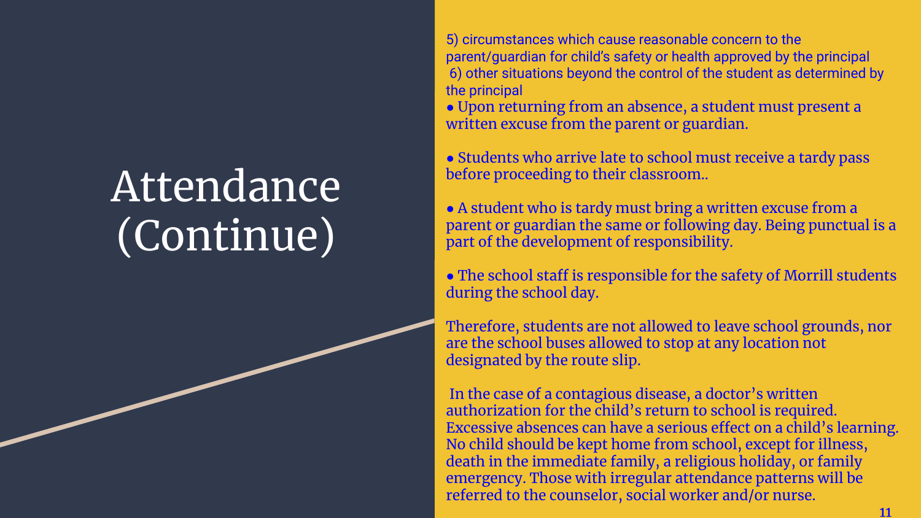# Attendance (Continue)

5) circumstances which cause reasonable concern to the parent/guardian for child's safety or health approved by the principal
6) other situations beyond the control of the student as determined by the principal

- Upon returning from an absence, a student must present a written excuse from the parent or guardian.

- Students who arrive late to school must receive a tardy pass before proceeding to their classroom..

- A student who is tardy must bring a written excuse from a parent or guardian the same or following day. Being punctual is a part of the development of responsibility.

- The school staff is responsible for the safety of Morrill students during the school day.

Therefore, students are not allowed to leave school grounds, nor are the school buses allowed to stop at any location not designated by the route slip.

In the case of a contagious disease, a doctor's written authorization for the child's return to school is required. Excessive absences can have a serious effect on a child's learning. No child should be kept home from school, except for illness, death in the immediate family, a religious holiday, or family emergency. Those with irregular attendance patterns will be referred to the counselor, social worker and/or nurse.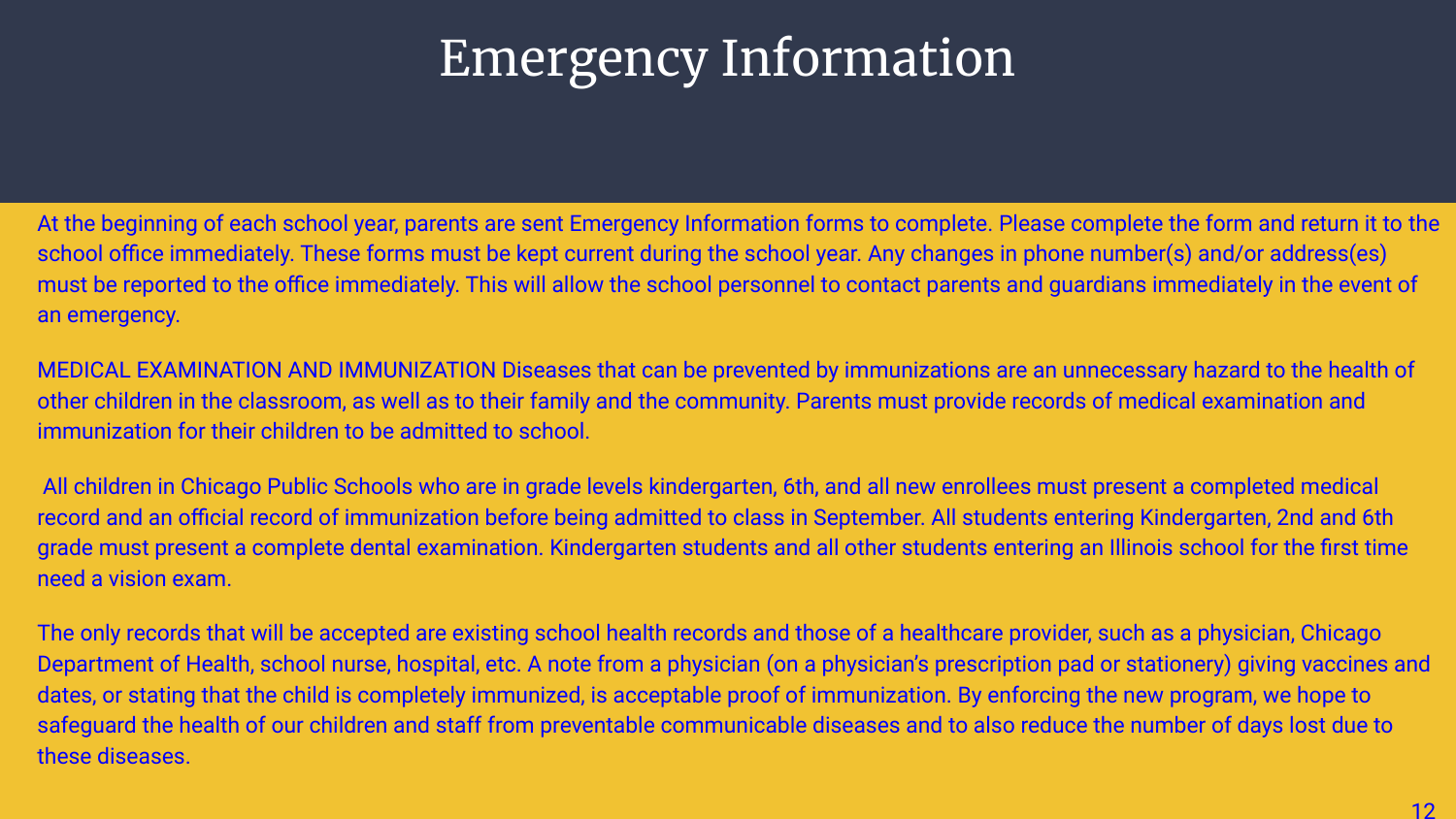# Emergency Information

At the beginning of each school year, parents are sent Emergency Information forms to complete. Please complete the form and return it to the school office immediately. These forms must be kept current during the school year. Any changes in phone number(s) and/or address(es) must be reported to the office immediately. This will allow the school personnel to contact parents and guardians immediately in the event of an emergency.

MEDICAL EXAMINATION AND IMMUNIZATION Diseases that can be prevented by immunizations are an unnecessary hazard to the health of other children in the classroom, as well as to their family and the community. Parents must provide records of medical examination and immunization for their children to be admitted to school.

All children in Chicago Public Schools who are in grade levels kindergarten, 6th, and all new enrollees must present a completed medical record and an official record of immunization before being admitted to class in September. All students entering Kindergarten, 2nd and 6th grade must present a complete dental examination. Kindergarten students and all other students entering an Illinois school for the first time need a vision exam.

The only records that will be accepted are existing school health records and those of a healthcare provider, such as a physician, Chicago Department of Health, school nurse, hospital, etc. A note from a physician (on a physician's prescription pad or stationery) giving vaccines and dates, or stating that the child is completely immunized, is acceptable proof of immunization. By enforcing the new program, we hope to safeguard the health of our children and staff from preventable communicable diseases and to also reduce the number of days lost due to these diseases.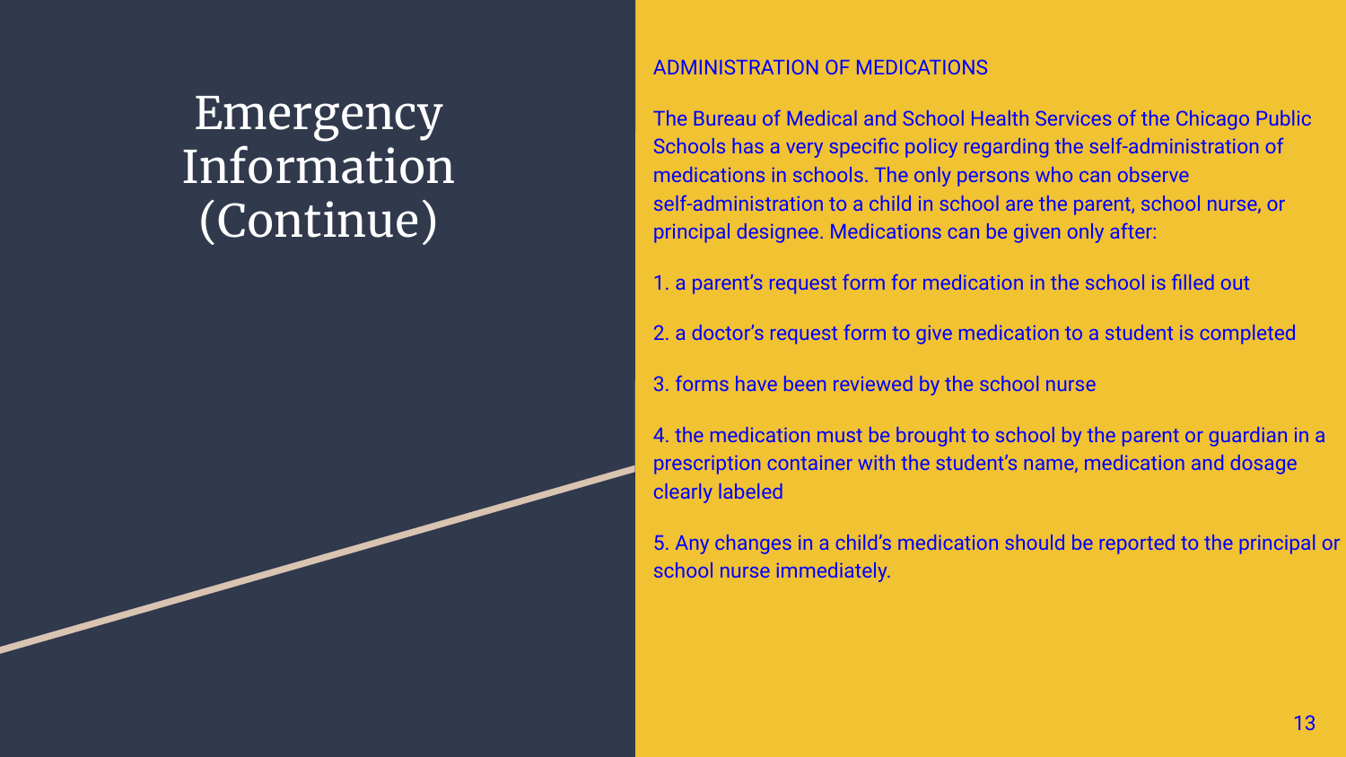# Emergency Information (Continue)

## ADMINISTRATION OF MEDICATIONS

The Bureau of Medical and School Health Services of the Chicago Public Schools has a very specific policy regarding the self-administration of medications in schools. The only persons who can observe self-administration to a child in school are the parent, school nurse, or principal designee. Medications can be given only after:

1. a parent's request form for medication in the school is filled out

2. a doctor's request form to give medication to a student is completed

3. forms have been reviewed by the school nurse

4. the medication must be brought to school by the parent or guardian in a prescription container with the student's name, medication and dosage clearly labeled

5. Any changes in a child's medication should be reported to the principal or school nurse immediately.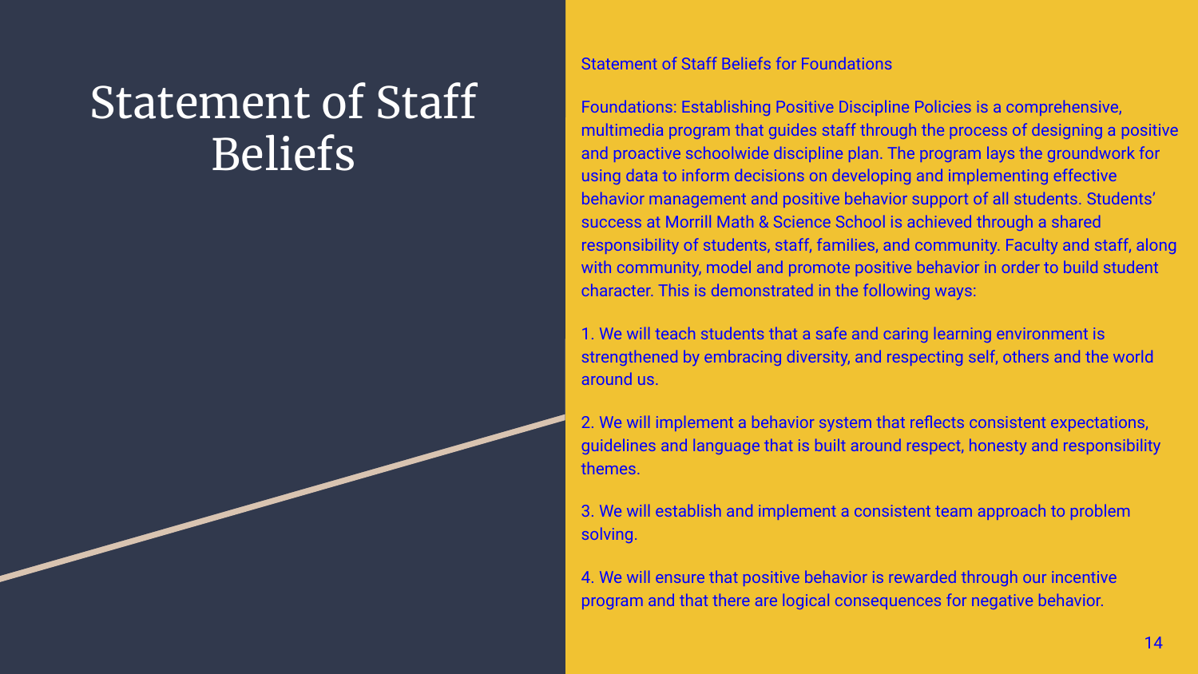# Statement of Staff Beliefs

Statement of Staff Beliefs for Foundations

Foundations: Establishing Positive Discipline Policies is a comprehensive, multimedia program that guides staff through the process of designing a positive and proactive schoolwide discipline plan. The program lays the groundwork for using data to inform decisions on developing and implementing effective behavior management and positive behavior support of all students. Students' success at Morrill Math & Science School is achieved through a shared responsibility of students, staff, families, and community. Faculty and staff, along with community, model and promote positive behavior in order to build student character. This is demonstrated in the following ways:

1. We will teach students that a safe and caring learning environment is strengthened by embracing diversity, and respecting self, others and the world around us.

2. We will implement a behavior system that reflects consistent expectations, guidelines and language that is built around respect, honesty and responsibility themes.

3. We will establish and implement a consistent team approach to problem solving.

4. We will ensure that positive behavior is rewarded through our incentive program and that there are logical consequences for negative behavior.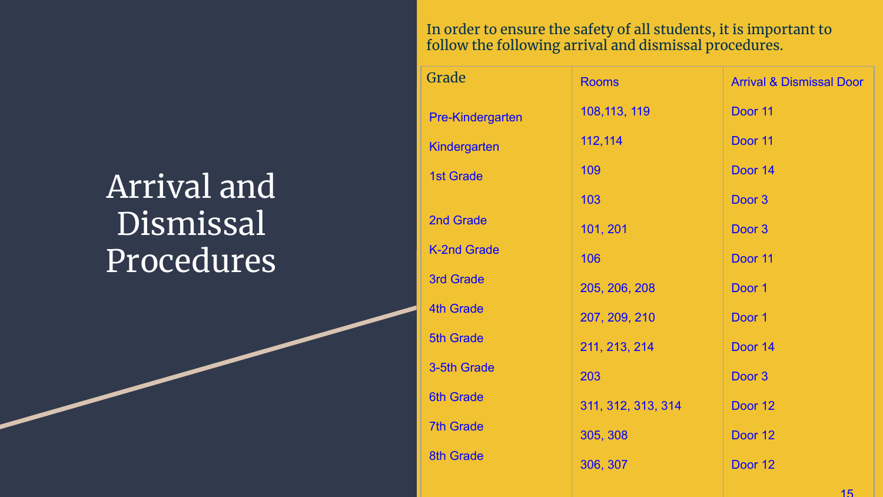# Arrival and Dismissal Procedures

In order to ensure the safety of all students, it is important to follow the following arrival and dismissal procedures.

| Grade | Rooms | Arrival & Dismissal Door |
|---|---|---|
| Pre-Kindergarten | 108,113, 119 | Door 11 |
| Kindergarten | 112,114 | Door 11 |
| 1st Grade | 109 | Door 14 |
| | 103 | Door 3 |
| 2nd Grade | 101, 201 | Door 3 |
| K-2nd Grade | 106 | Door 11 |
| 3rd Grade | 205, 206, 208 | Door 1 |
| 4th Grade | 207, 209, 210 | Door 1 |
| 5th Grade | 211, 213, 214 | Door 14 |
| 3-5th Grade | 203 | Door 3 |
| 6th Grade | 311, 312, 313, 314 | Door 12 |
| 7th Grade | 305, 308 | Door 12 |
| 8th Grade | 306, 307 | Door 12 |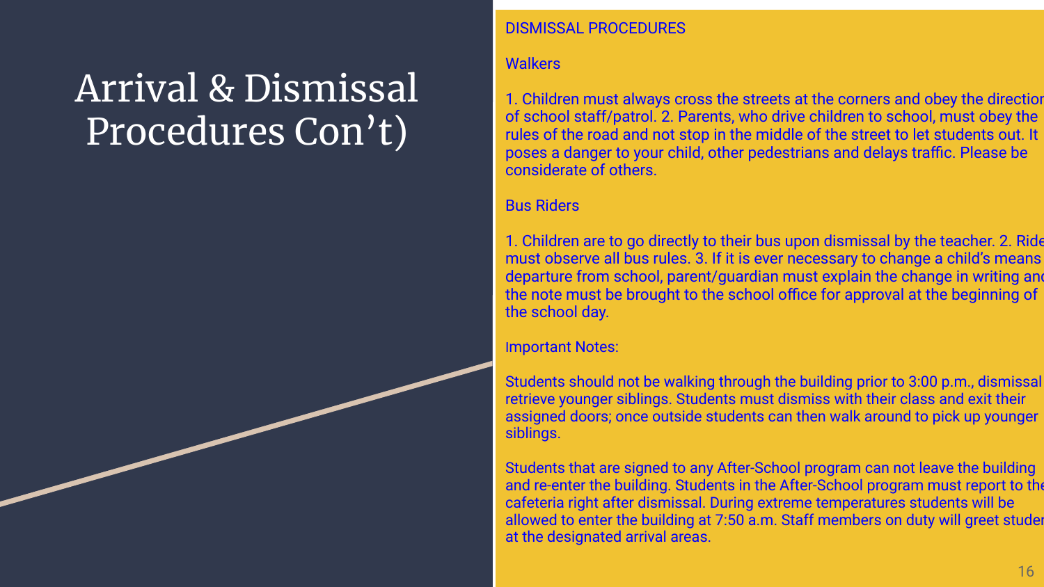# Arrival & Dismissal Procedures Con't)

## DISMISSAL PROCEDURES

### Walkers

1. Children must always cross the streets at the corners and obey the direction of school staff/patrol. 2. Parents, who drive children to school, must obey the rules of the road and not stop in the middle of the street to let students out. It poses a danger to your child, other pedestrians and delays traffic. Please be considerate of others.

### Bus Riders

1. Children are to go directly to their bus upon dismissal by the teacher. 2. Ride must observe all bus rules. 3. If it is ever necessary to change a child's means departure from school, parent/guardian must explain the change in writing and the note must be brought to the school office for approval at the beginning of the school day.

### Important Notes:

Students should not be walking through the building prior to 3:00 p.m., dismissal retrieve younger siblings. Students must dismiss with their class and exit their assigned doors; once outside students can then walk around to pick up younger siblings.

Students that are signed to any After-School program can not leave the building and re-enter the building. Students in the After-School program must report to the cafeteria right after dismissal. During extreme temperatures students will be allowed to enter the building at 7:50 a.m. Staff members on duty will greet studen at the designated arrival areas.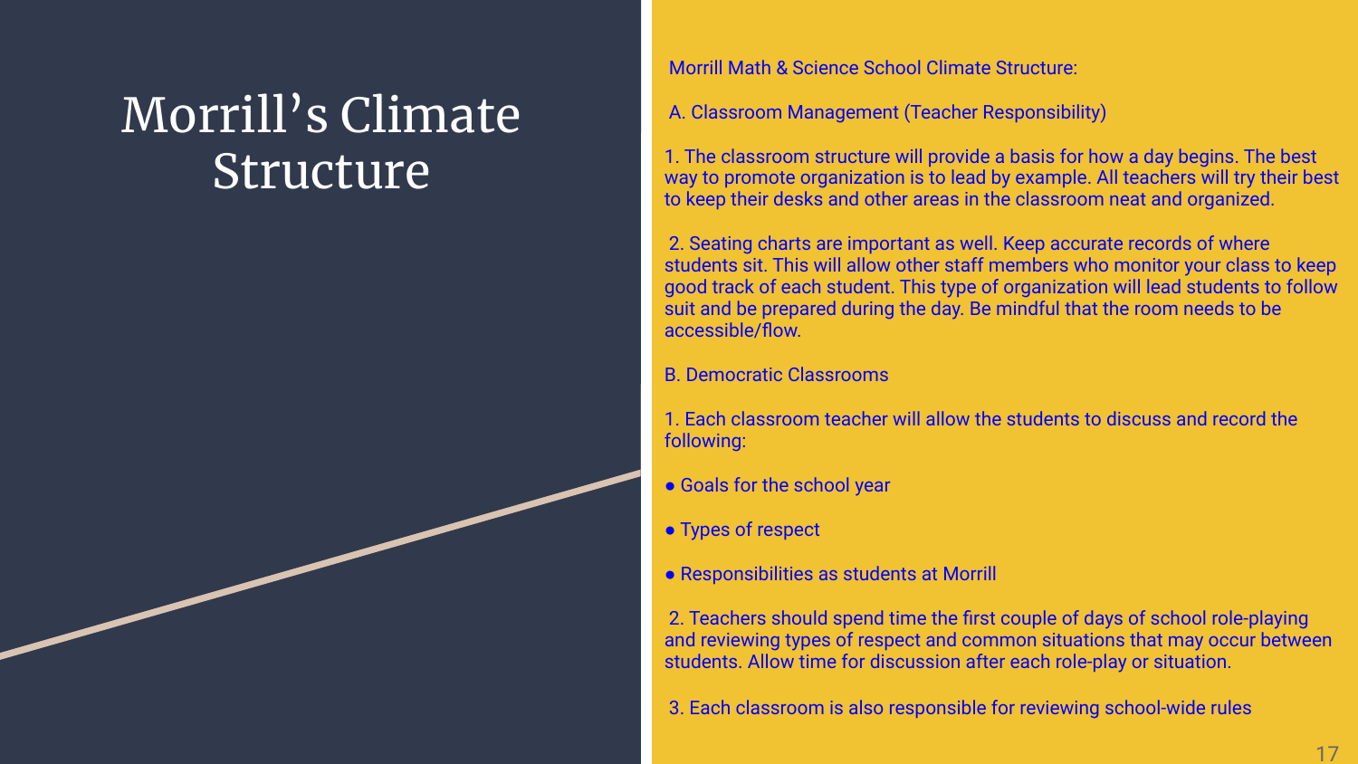# Morrill's Climate Structure

Morrill Math & Science School Climate Structure:

A. Classroom Management (Teacher Responsibility)

1. The classroom structure will provide a basis for how a day begins. The best way to promote organization is to lead by example. All teachers will try their best to keep their desks and other areas in the classroom neat and organized.

2. Seating charts are important as well. Keep accurate records of where students sit. This will allow other staff members who monitor your class to keep good track of each student. This type of organization will lead students to follow suit and be prepared during the day. Be mindful that the room needs to be accessible/flow.

B. Democratic Classrooms

1. Each classroom teacher will allow the students to discuss and record the following:

- Goals for the school year
- Types of respect
- Responsibilities as students at Morrill

2. Teachers should spend time the first couple of days of school role-playing and reviewing types of respect and common situations that may occur between students. Allow time for discussion after each role-play or situation.

3. Each classroom is also responsible for reviewing school-wide rules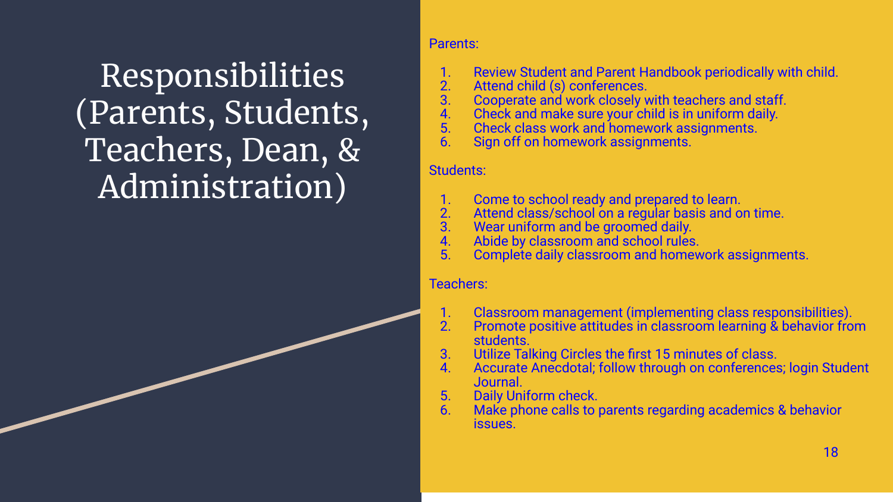# Responsibilities (Parents, Students, Teachers, Dean, & Administration)

Parents:

1. Review Student and Parent Handbook periodically with child.
2. Attend child (s) conferences.
3. Cooperate and work closely with teachers and staff.
4. Check and make sure your child is in uniform daily.
5. Check class work and homework assignments.
6. Sign off on homework assignments.

Students:

1. Come to school ready and prepared to learn.
2. Attend class/school on a regular basis and on time.
3. Wear uniform and be groomed daily.
4. Abide by classroom and school rules.
5. Complete daily classroom and homework assignments.

Teachers:

1. Classroom management (implementing class responsibilities).
2. Promote positive attitudes in classroom learning & behavior from students.
3. Utilize Talking Circles the first 15 minutes of class.
4. Accurate Anecdotal; follow through on conferences; login Student Journal.
5. Daily Uniform check.
6. Make phone calls to parents regarding academics & behavior issues.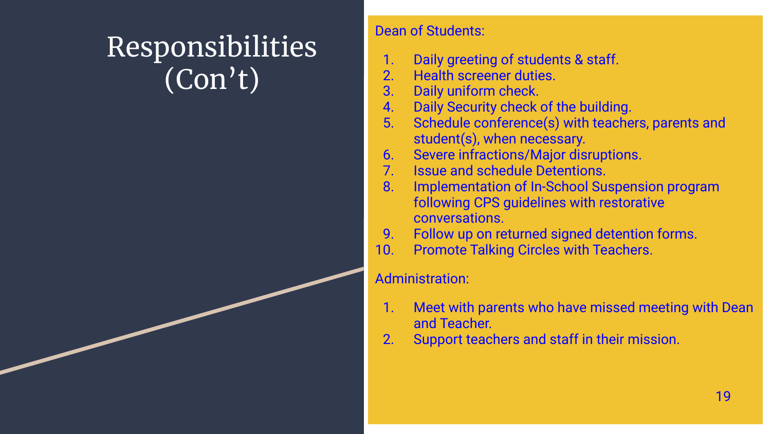# Responsibilities (Con't)

Dean of Students:

1. Daily greeting of students & staff.
2. Health screener duties.
3. Daily uniform check.
4. Daily Security check of the building.
5. Schedule conference(s) with teachers, parents and student(s), when necessary.
6. Severe infractions/Major disruptions.
7. Issue and schedule Detentions.
8. Implementation of In-School Suspension program following CPS guidelines with restorative conversations.
9. Follow up on returned signed detention forms.
10. Promote Talking Circles with Teachers.

Administration:

1. Meet with parents who have missed meeting with Dean and Teacher.
2. Support teachers and staff in their mission.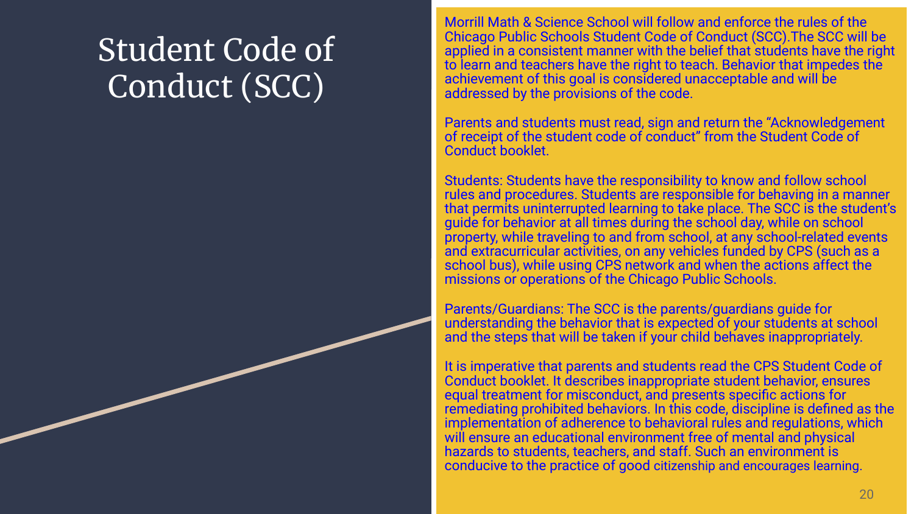# Student Code of Conduct (SCC)

Morrill Math & Science School will follow and enforce the rules of the Chicago Public Schools Student Code of Conduct (SCC).The SCC will be applied in a consistent manner with the belief that students have the right to learn and teachers have the right to teach. Behavior that impedes the achievement of this goal is considered unacceptable and will be addressed by the provisions of the code.

Parents and students must read, sign and return the "Acknowledgement of receipt of the student code of conduct" from the Student Code of Conduct booklet.

Students: Students have the responsibility to know and follow school rules and procedures. Students are responsible for behaving in a manner that permits uninterrupted learning to take place. The SCC is the student's guide for behavior at all times during the school day, while on school property, while traveling to and from school, at any school-related events and extracurricular activities, on any vehicles funded by CPS (such as a school bus), while using CPS network and when the actions affect the missions or operations of the Chicago Public Schools.

Parents/Guardians: The SCC is the parents/guardians guide for understanding the behavior that is expected of your students at school and the steps that will be taken if your child behaves inappropriately.

It is imperative that parents and students read the CPS Student Code of Conduct booklet. It describes inappropriate student behavior, ensures equal treatment for misconduct, and presents specific actions for remediating prohibited behaviors. In this code, discipline is defined as the implementation of adherence to behavioral rules and regulations, which will ensure an educational environment free of mental and physical hazards to students, teachers, and staff. Such an environment is conducive to the practice of good citizenship and encourages learning.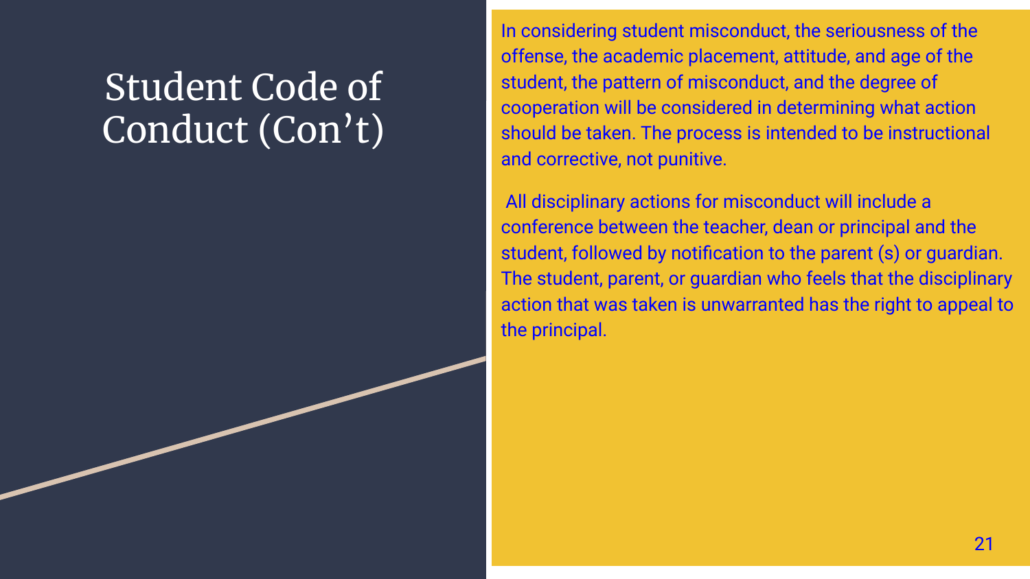# Student Code of Conduct (Con't)

In considering student misconduct, the seriousness of the offense, the academic placement, attitude, and age of the student, the pattern of misconduct, and the degree of cooperation will be considered in determining what action should be taken. The process is intended to be instructional and corrective, not punitive.

All disciplinary actions for misconduct will include a conference between the teacher, dean or principal and the student, followed by notification to the parent (s) or guardian. The student, parent, or guardian who feels that the disciplinary action that was taken is unwarranted has the right to appeal to the principal.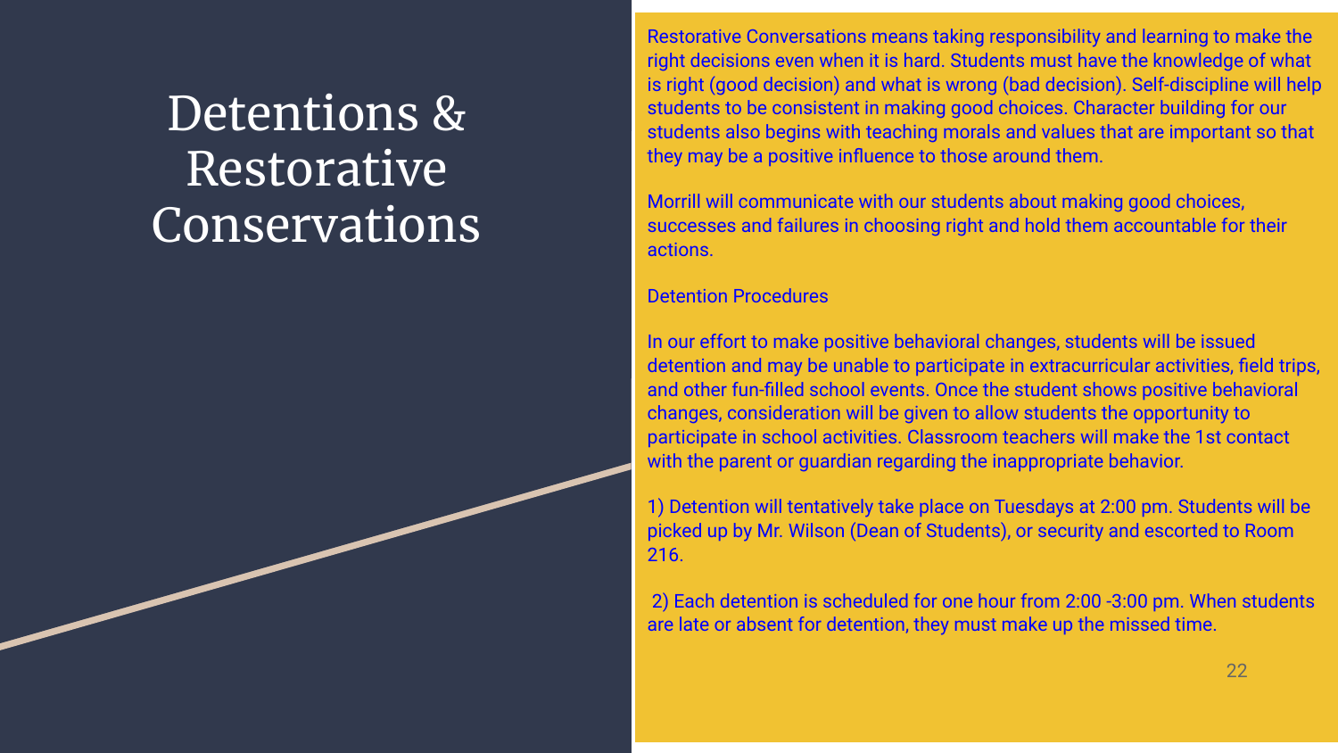# Detentions & Restorative Conservations

Restorative Conversations means taking responsibility and learning to make the right decisions even when it is hard. Students must have the knowledge of what is right (good decision) and what is wrong (bad decision). Self-discipline will help students to be consistent in making good choices. Character building for our students also begins with teaching morals and values that are important so that they may be a positive influence to those around them.

Morrill will communicate with our students about making good choices, successes and failures in choosing right and hold them accountable for their actions.

Detention Procedures

In our effort to make positive behavioral changes, students will be issued detention and may be unable to participate in extracurricular activities, field trips, and other fun-filled school events. Once the student shows positive behavioral changes, consideration will be given to allow students the opportunity to participate in school activities. Classroom teachers will make the 1st contact with the parent or guardian regarding the inappropriate behavior.

1) Detention will tentatively take place on Tuesdays at 2:00 pm. Students will be picked up by Mr. Wilson (Dean of Students), or security and escorted to Room 216.

2) Each detention is scheduled for one hour from 2:00 -3:00 pm. When students are late or absent for detention, they must make up the missed time.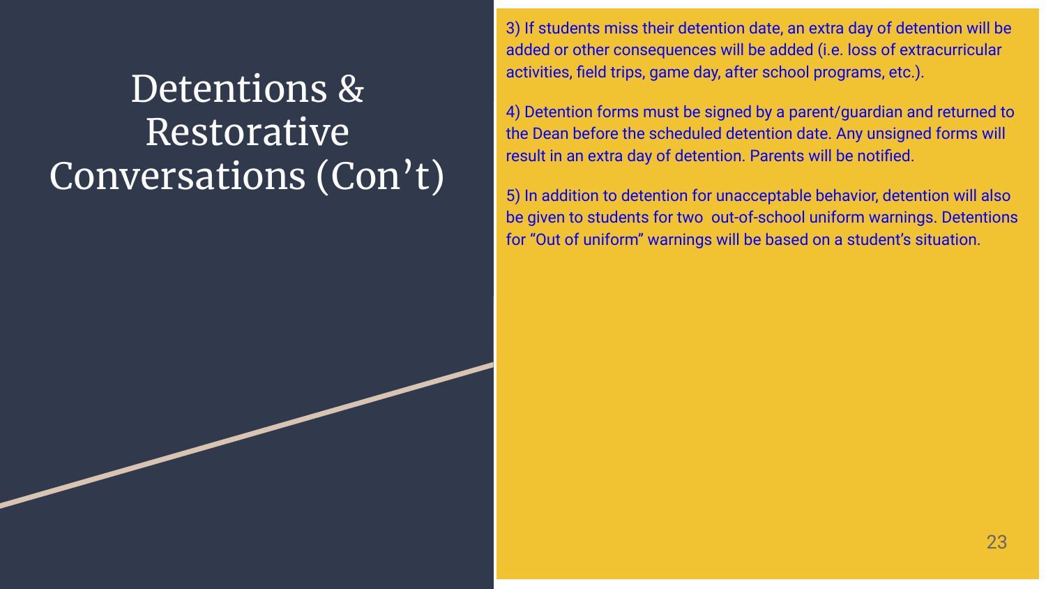# Detentions & Restorative Conversations (Con't)

3) If students miss their detention date, an extra day of detention will be added or other consequences will be added (i.e. loss of extracurricular activities, field trips, game day, after school programs, etc.).

4) Detention forms must be signed by a parent/guardian and returned to the Dean before the scheduled detention date. Any unsigned forms will result in an extra day of detention. Parents will be notified.

5) In addition to detention for unacceptable behavior, detention will also be given to students for two out-of-school uniform warnings. Detentions for "Out of uniform" warnings will be based on a student's situation.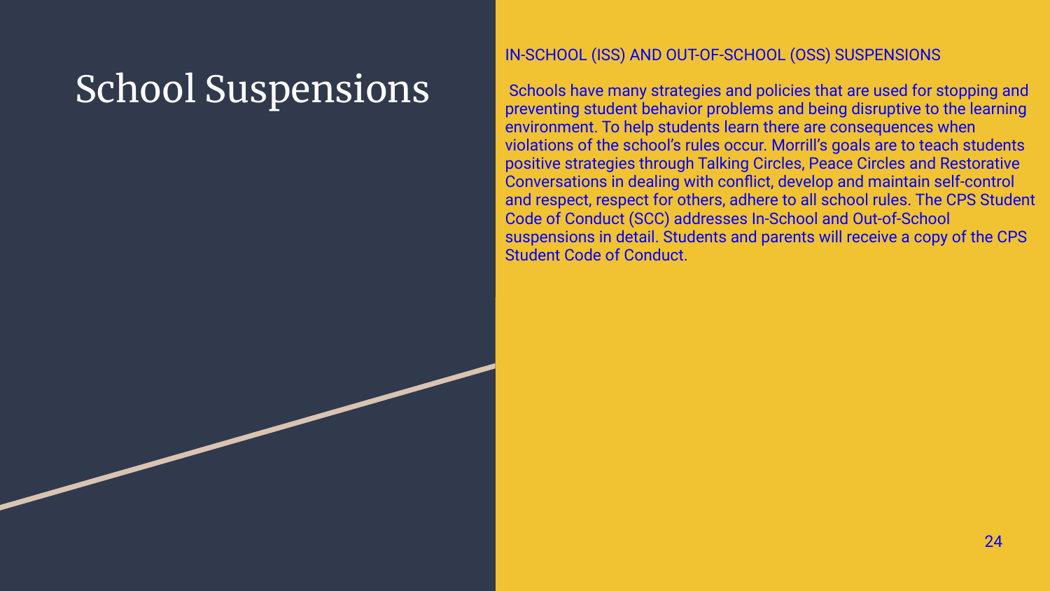# School Suspensions

## IN-SCHOOL (ISS) AND OUT-OF-SCHOOL (OSS) SUSPENSIONS

Schools have many strategies and policies that are used for stopping and preventing student behavior problems and being disruptive to the learning environment. To help students learn there are consequences when violations of the school's rules occur. Morrill's goals are to teach students positive strategies through Talking Circles, Peace Circles and Restorative Conversations in dealing with conflict, develop and maintain self-control and respect, respect for others, adhere to all school rules. The CPS Student Code of Conduct (SCC) addresses In-School and Out-of-School suspensions in detail. Students and parents will receive a copy of the CPS Student Code of Conduct.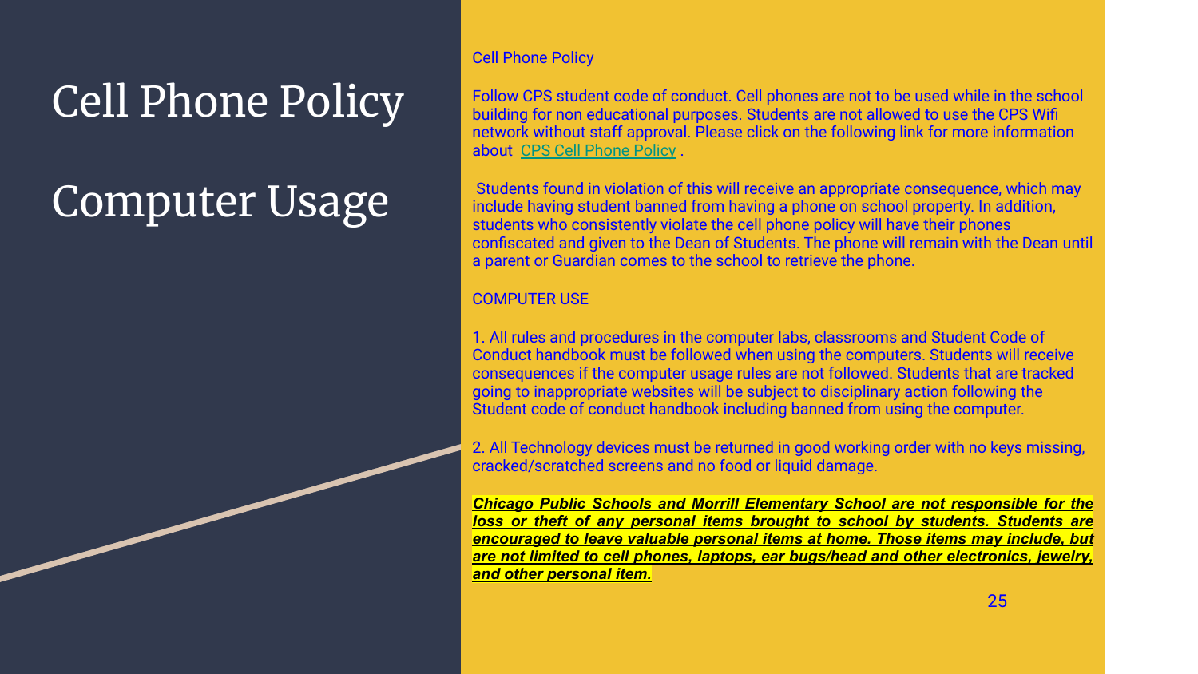# Cell Phone Policy

# Computer Usage

Cell Phone Policy

Follow CPS student code of conduct. Cell phones are not to be used while in the school building for non educational purposes. Students are not allowed to use the CPS Wifi network without staff approval. Please click on the following link for more information about CPS Cell Phone Policy .

Students found in violation of this will receive an appropriate consequence, which may include having student banned from having a phone on school property. In addition, students who consistently violate the cell phone policy will have their phones confiscated and given to the Dean of Students. The phone will remain with the Dean until a parent or Guardian comes to the school to retrieve the phone.

COMPUTER USE

1. All rules and procedures in the computer labs, classrooms and Student Code of Conduct handbook must be followed when using the computers. Students will receive consequences if the computer usage rules are not followed. Students that are tracked going to inappropriate websites will be subject to disciplinary action following the Student code of conduct handbook including banned from using the computer.

2. All Technology devices must be returned in good working order with no keys missing, cracked/scratched screens and no food or liquid damage.

***Chicago Public Schools and Morrill Elementary School are not responsible for the loss or theft of any personal items brought to school by students. Students are encouraged to leave valuable personal items at home. Those items may include, but are not limited to cell phones, laptops, ear bugs/head and other electronics, jewelry, and other personal item.***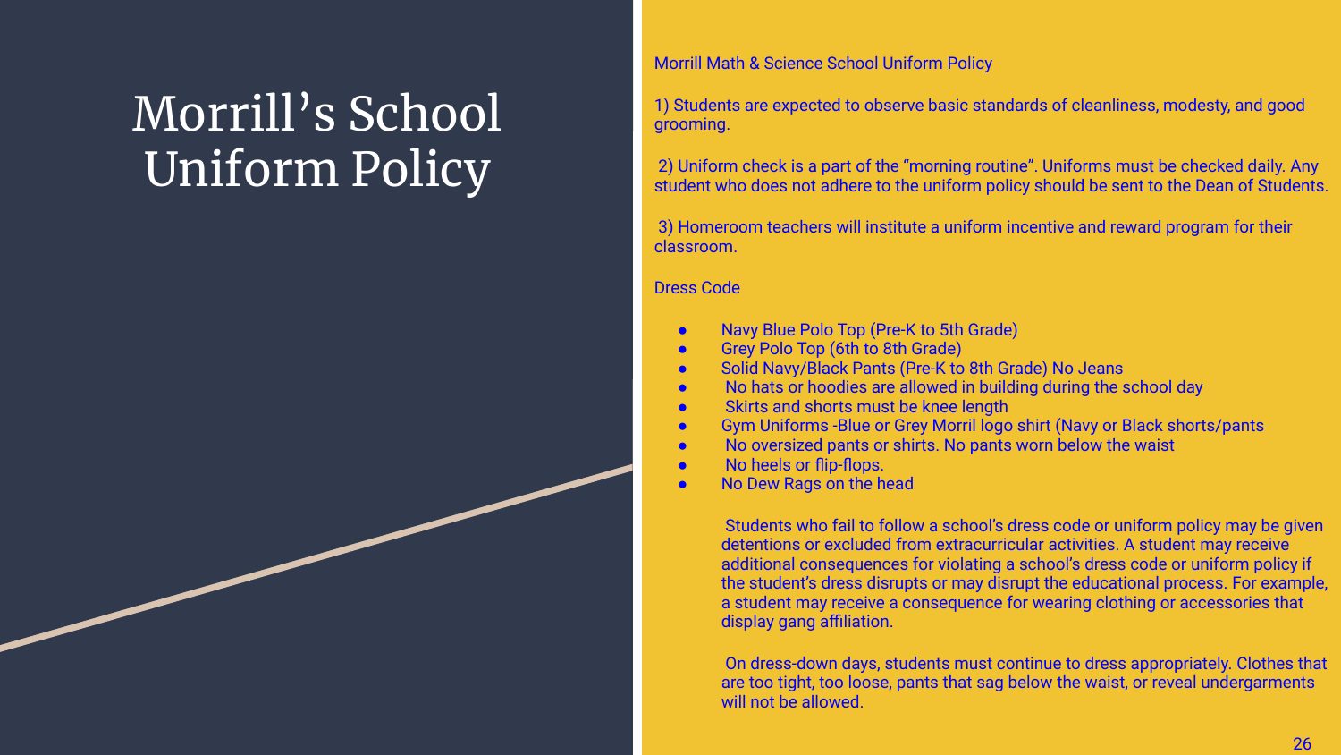# Morrill's School Uniform Policy

Morrill Math & Science School Uniform Policy

1) Students are expected to observe basic standards of cleanliness, modesty, and good grooming.

2) Uniform check is a part of the "morning routine". Uniforms must be checked daily. Any student who does not adhere to the uniform policy should be sent to the Dean of Students.

3) Homeroom teachers will institute a uniform incentive and reward program for their classroom.

Dress Code

- Navy Blue Polo Top (Pre-K to 5th Grade)
- Grey Polo Top (6th to 8th Grade)
- Solid Navy/Black Pants (Pre-K to 8th Grade) No Jeans
- No hats or hoodies are allowed in building during the school day
- Skirts and shorts must be knee length
- Gym Uniforms -Blue or Grey Morril logo shirt (Navy or Black shorts/pants
- No oversized pants or shirts. No pants worn below the waist
- No heels or flip-flops.
- No Dew Rags on the head

Students who fail to follow a school's dress code or uniform policy may be given detentions or excluded from extracurricular activities. A student may receive additional consequences for violating a school's dress code or uniform policy if the student's dress disrupts or may disrupt the educational process. For example, a student may receive a consequence for wearing clothing or accessories that display gang affiliation.

On dress-down days, students must continue to dress appropriately. Clothes that are too tight, too loose, pants that sag below the waist, or reveal undergarments will not be allowed.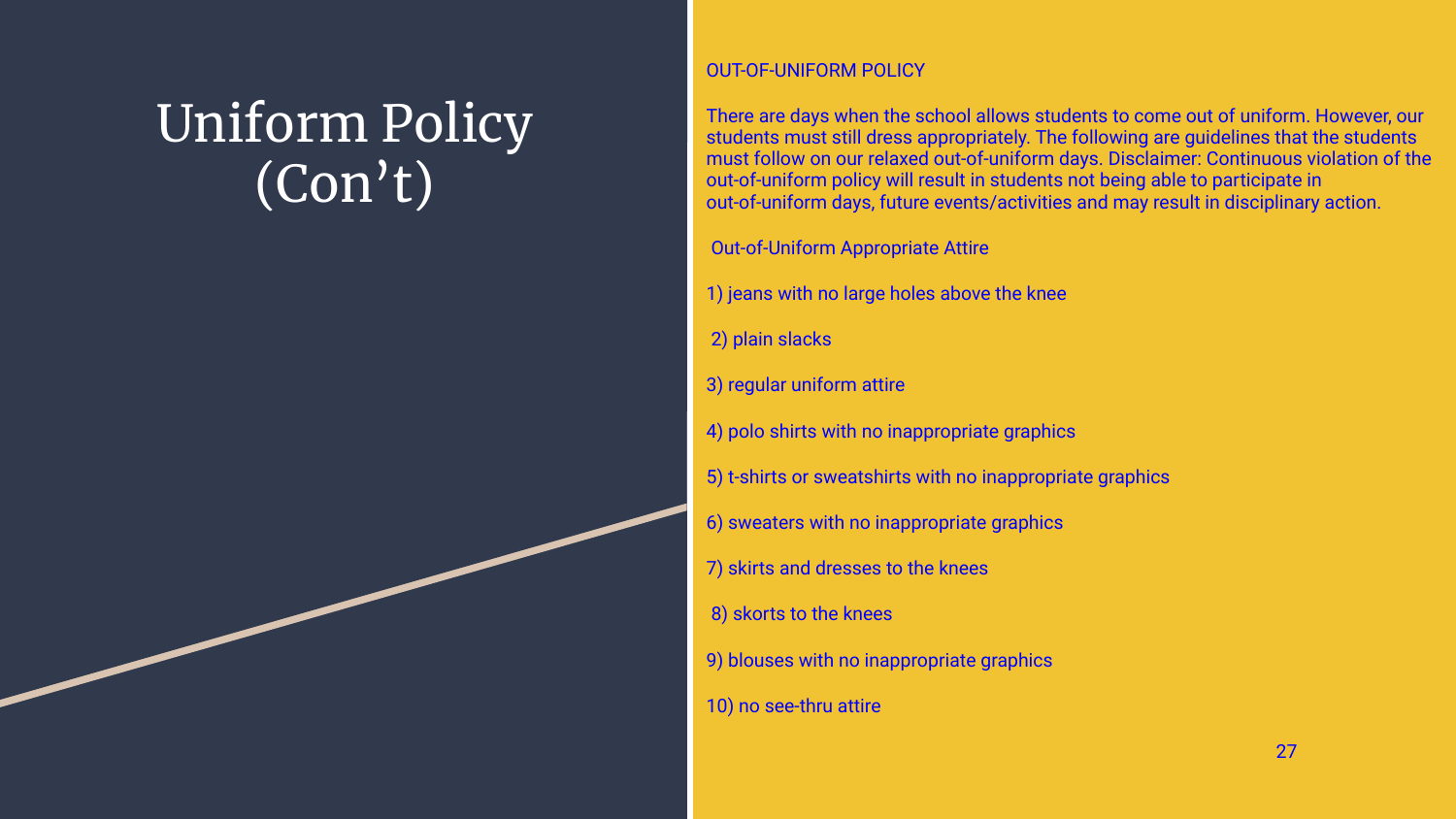# Uniform Policy (Con't)

OUT-OF-UNIFORM POLICY

There are days when the school allows students to come out of uniform. However, our students must still dress appropriately. The following are guidelines that the students must follow on our relaxed out-of-uniform days. Disclaimer: Continuous violation of the out-of-uniform policy will result in students not being able to participate in out-of-uniform days, future events/activities and may result in disciplinary action.

Out-of-Uniform Appropriate Attire

1) jeans with no large holes above the knee

2) plain slacks

3) regular uniform attire

4) polo shirts with no inappropriate graphics

5) t-shirts or sweatshirts with no inappropriate graphics

6) sweaters with no inappropriate graphics

7) skirts and dresses to the knees

8) skorts to the knees

9) blouses with no inappropriate graphics

10) no see-thru attire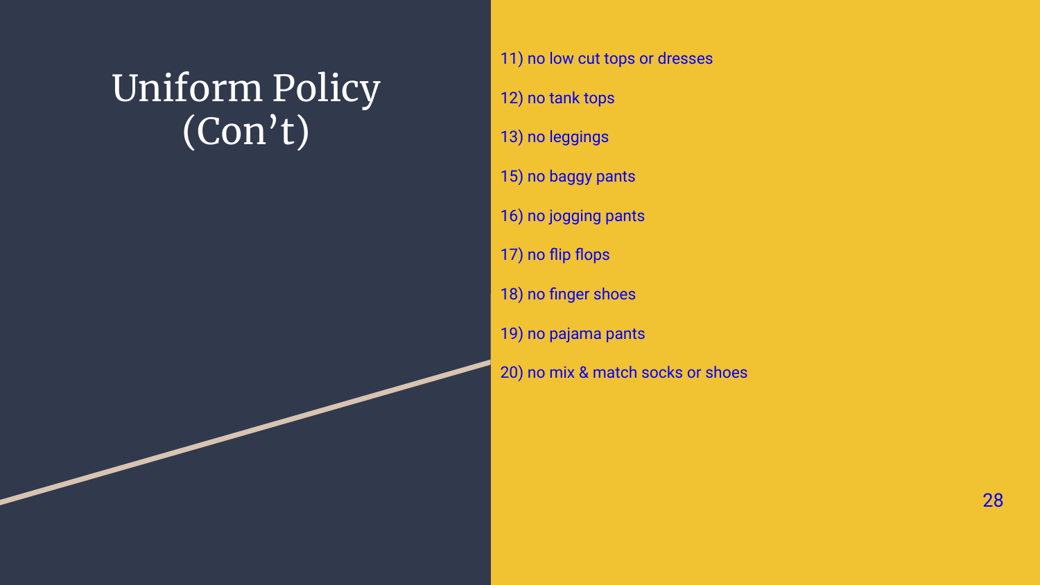# Uniform Policy (Con't)

11) no low cut tops or dresses

12) no tank tops

13) no leggings

15) no baggy pants

16) no jogging pants

17) no flip flops

18) no finger shoes

19) no pajama pants

20) no mix & match socks or shoes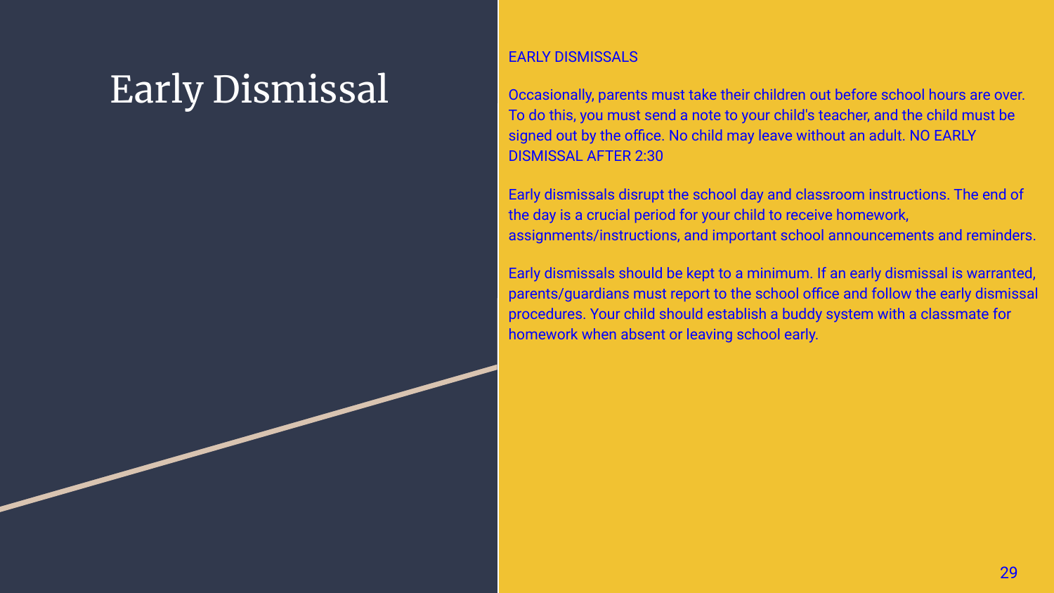# Early Dismissal

EARLY DISMISSALS

Occasionally, parents must take their children out before school hours are over. To do this, you must send a note to your child's teacher, and the child must be signed out by the office. No child may leave without an adult. NO EARLY DISMISSAL AFTER 2:30

Early dismissals disrupt the school day and classroom instructions. The end of the day is a crucial period for your child to receive homework, assignments/instructions, and important school announcements and reminders.

Early dismissals should be kept to a minimum. If an early dismissal is warranted, parents/guardians must report to the school office and follow the early dismissal procedures. Your child should establish a buddy system with a classmate for homework when absent or leaving school early.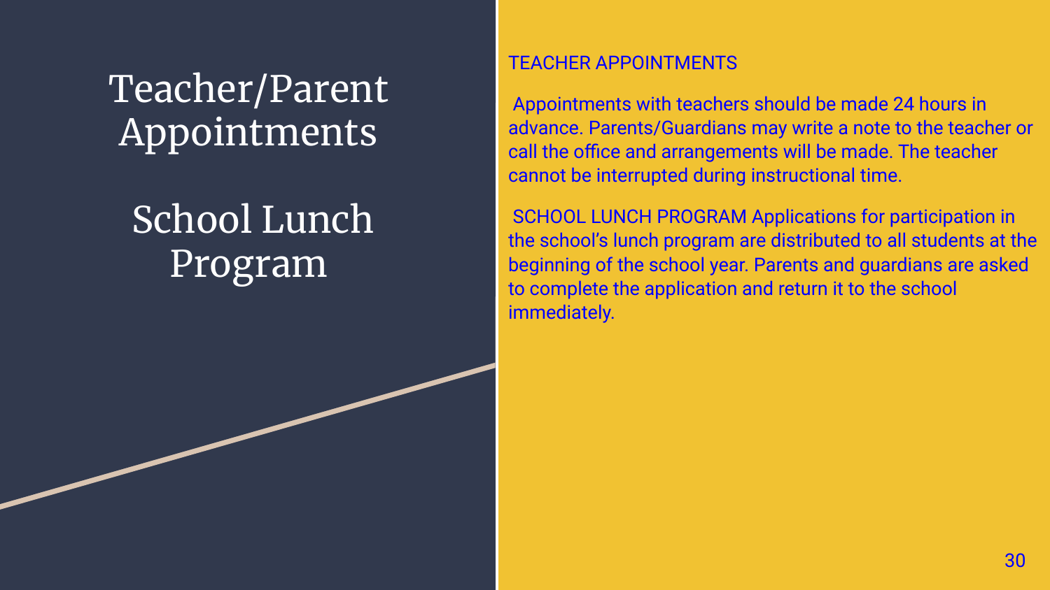# Teacher/Parent Appointments

# School Lunch Program

TEACHER APPOINTMENTS

Appointments with teachers should be made 24 hours in advance. Parents/Guardians may write a note to the teacher or call the office and arrangements will be made. The teacher cannot be interrupted during instructional time.

SCHOOL LUNCH PROGRAM Applications for participation in the school's lunch program are distributed to all students at the beginning of the school year. Parents and guardians are asked to complete the application and return it to the school immediately.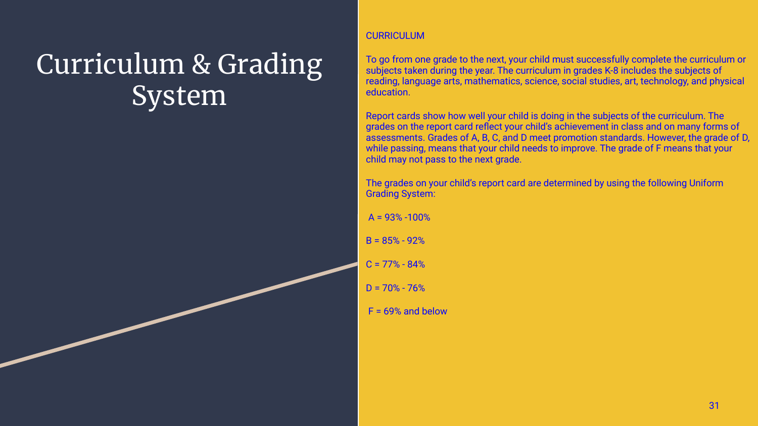# Curriculum & Grading System

## CURRICULUM

To go from one grade to the next, your child must successfully complete the curriculum or subjects taken during the year. The curriculum in grades K-8 includes the subjects of reading, language arts, mathematics, science, social studies, art, technology, and physical education.

Report cards show how well your child is doing in the subjects of the curriculum. The grades on the report card reflect your child's achievement in class and on many forms of assessments. Grades of A, B, C, and D meet promotion standards. However, the grade of D, while passing, means that your child needs to improve. The grade of F means that your child may not pass to the next grade.

The grades on your child's report card are determined by using the following Uniform Grading System:

A = 93% -100%

B = 85% - 92%

C = 77% - 84%

D = 70% - 76%

F = 69% and below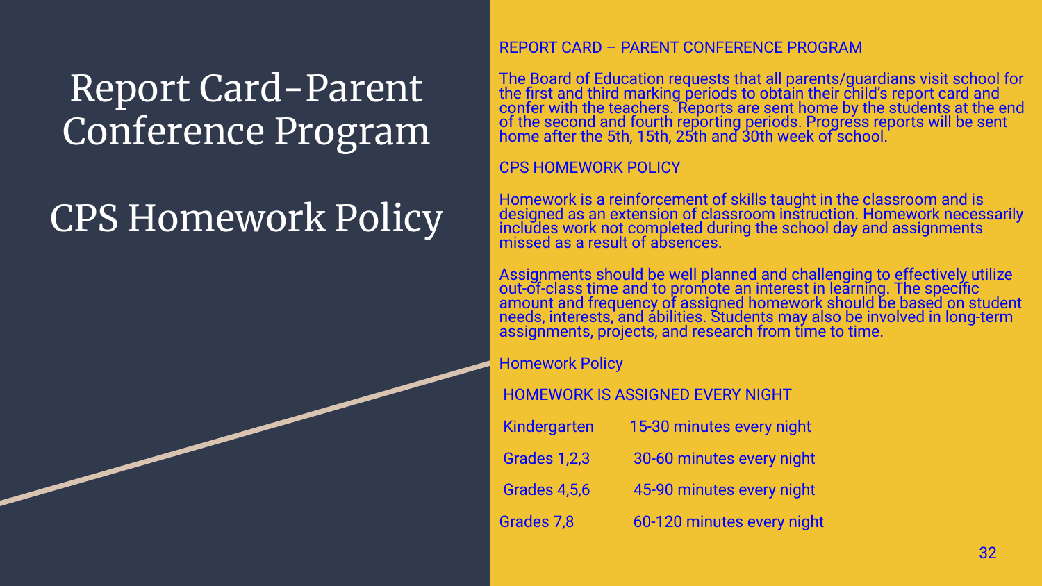# Report Card-Parent Conference Program

# CPS Homework Policy

## REPORT CARD – PARENT CONFERENCE PROGRAM

The Board of Education requests that all parents/guardians visit school for the first and third marking periods to obtain their child's report card and confer with the teachers. Reports are sent home by the students at the end of the second and fourth reporting periods. Progress reports will be sent home after the 5th, 15th, 25th and 30th week of school.

## CPS HOMEWORK POLICY

Homework is a reinforcement of skills taught in the classroom and is designed as an extension of classroom instruction. Homework necessarily includes work not completed during the school day and assignments missed as a result of absences.

Assignments should be well planned and challenging to effectively utilize out-of-class time and to promote an interest in learning. The specific amount and frequency of assigned homework should be based on student needs, interests, and abilities. Students may also be involved in long-term assignments, projects, and research from time to time.

### Homework Policy

HOMEWORK IS ASSIGNED EVERY NIGHT

| | |
|---|---|
| Kindergarten | 15-30 minutes every night |
| Grades 1,2,3 | 30-60 minutes every night |
| Grades 4,5,6 | 45-90 minutes every night |
| Grades 7,8 | 60-120 minutes every night |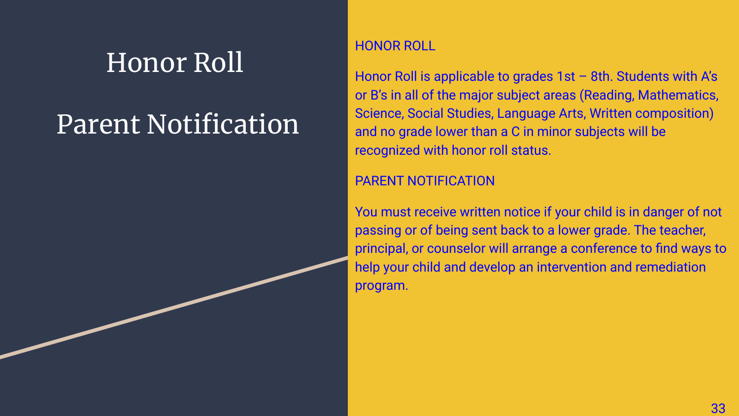# Honor Roll

# Parent Notification

## HONOR ROLL

Honor Roll is applicable to grades 1st – 8th. Students with A's or B's in all of the major subject areas (Reading, Mathematics, Science, Social Studies, Language Arts, Written composition) and no grade lower than a C in minor subjects will be recognized with honor roll status.

## PARENT NOTIFICATION

You must receive written notice if your child is in danger of not passing or of being sent back to a lower grade. The teacher, principal, or counselor will arrange a conference to find ways to help your child and develop an intervention and remediation program.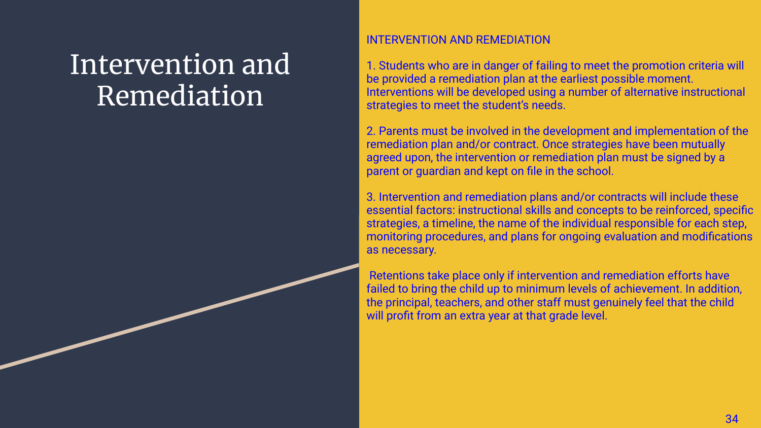# Intervention and Remediation

INTERVENTION AND REMEDIATION

1. Students who are in danger of failing to meet the promotion criteria will be provided a remediation plan at the earliest possible moment. Interventions will be developed using a number of alternative instructional strategies to meet the student's needs.

2. Parents must be involved in the development and implementation of the remediation plan and/or contract. Once strategies have been mutually agreed upon, the intervention or remediation plan must be signed by a parent or guardian and kept on file in the school.

3. Intervention and remediation plans and/or contracts will include these essential factors: instructional skills and concepts to be reinforced, specific strategies, a timeline, the name of the individual responsible for each step, monitoring procedures, and plans for ongoing evaluation and modifications as necessary.

Retentions take place only if intervention and remediation efforts have failed to bring the child up to minimum levels of achievement. In addition, the principal, teachers, and other staff must genuinely feel that the child will profit from an extra year at that grade level.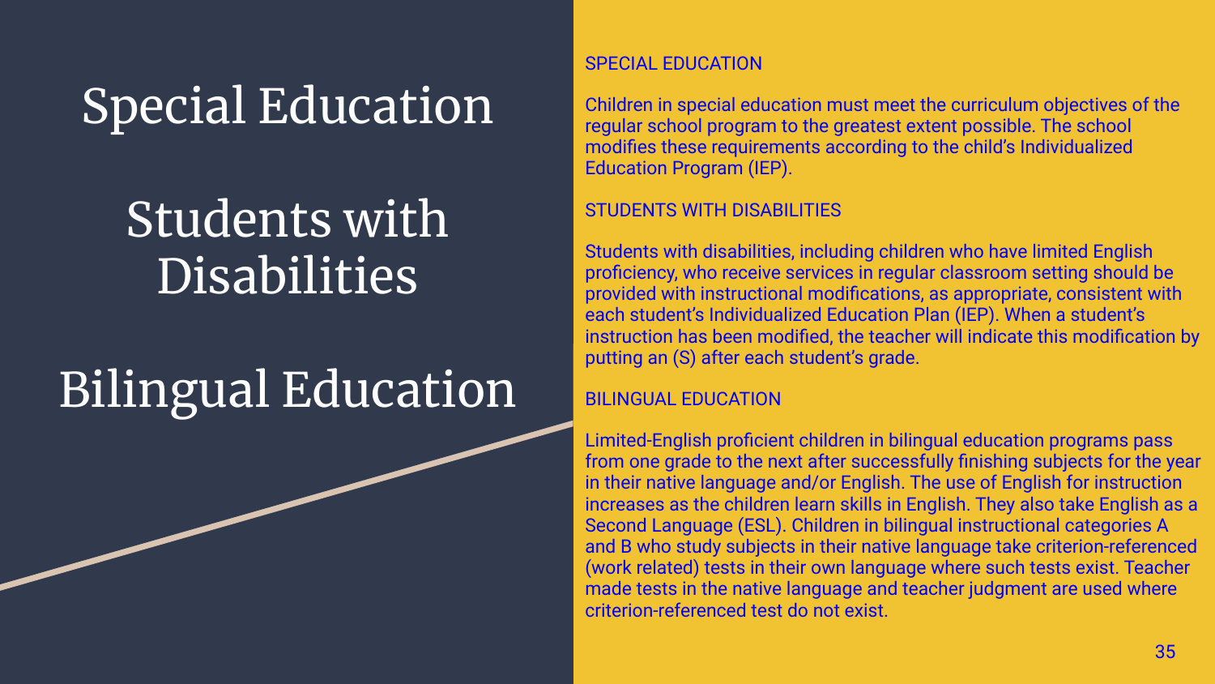# Special Education

# Students with Disabilities

# Bilingual Education

## SPECIAL EDUCATION

Children in special education must meet the curriculum objectives of the regular school program to the greatest extent possible. The school modifies these requirements according to the child's Individualized Education Program (IEP).

## STUDENTS WITH DISABILITIES

Students with disabilities, including children who have limited English proficiency, who receive services in regular classroom setting should be provided with instructional modifications, as appropriate, consistent with each student's Individualized Education Plan (IEP). When a student's instruction has been modified, the teacher will indicate this modification by putting an (S) after each student's grade.

## BILINGUAL EDUCATION

Limited-English proficient children in bilingual education programs pass from one grade to the next after successfully finishing subjects for the year in their native language and/or English. The use of English for instruction increases as the children learn skills in English. They also take English as a Second Language (ESL). Children in bilingual instructional categories A and B who study subjects in their native language take criterion-referenced (work related) tests in their own language where such tests exist. Teacher made tests in the native language and teacher judgment are used where criterion-referenced test do not exist.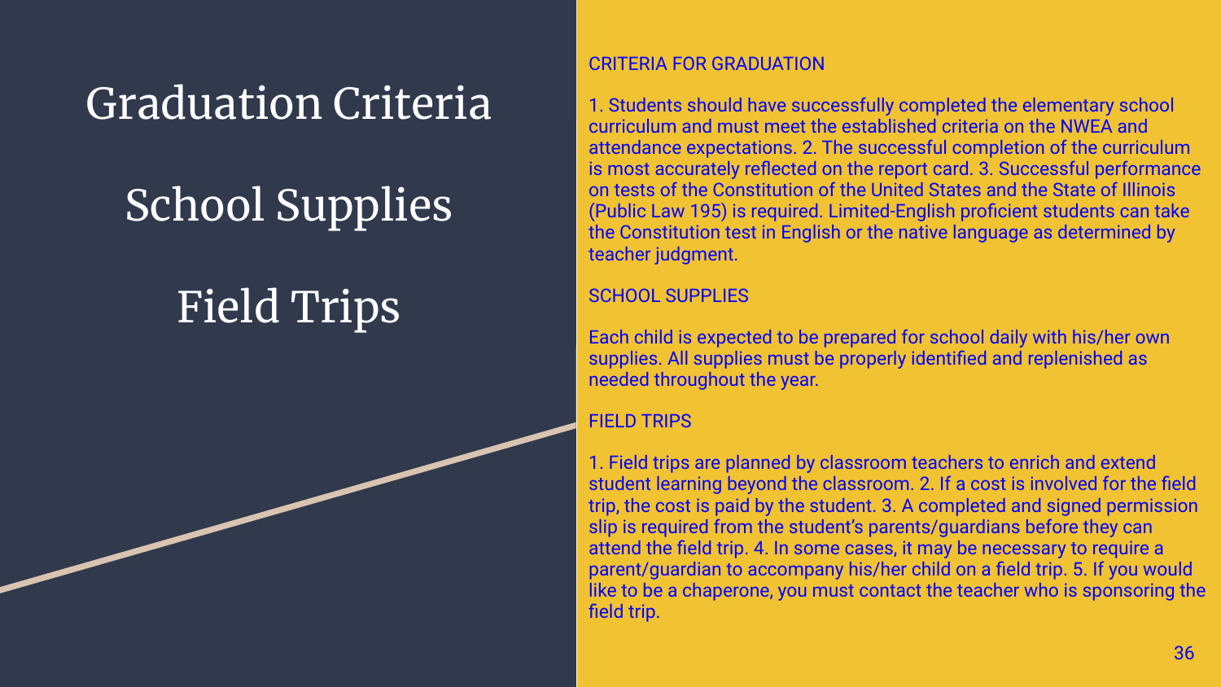# Graduation Criteria

# School Supplies

# Field Trips

## CRITERIA FOR GRADUATION

1. Students should have successfully completed the elementary school curriculum and must meet the established criteria on the NWEA and attendance expectations. 2. The successful completion of the curriculum is most accurately reflected on the report card. 3. Successful performance on tests of the Constitution of the United States and the State of Illinois (Public Law 195) is required. Limited-English proficient students can take the Constitution test in English or the native language as determined by teacher judgment.

## SCHOOL SUPPLIES

Each child is expected to be prepared for school daily with his/her own supplies. All supplies must be properly identified and replenished as needed throughout the year.

## FIELD TRIPS

1. Field trips are planned by classroom teachers to enrich and extend student learning beyond the classroom. 2. If a cost is involved for the field trip, the cost is paid by the student. 3. A completed and signed permission slip is required from the student's parents/guardians before they can attend the field trip. 4. In some cases, it may be necessary to require a parent/guardian to accompany his/her child on a field trip. 5. If you would like to be a chaperone, you must contact the teacher who is sponsoring the field trip.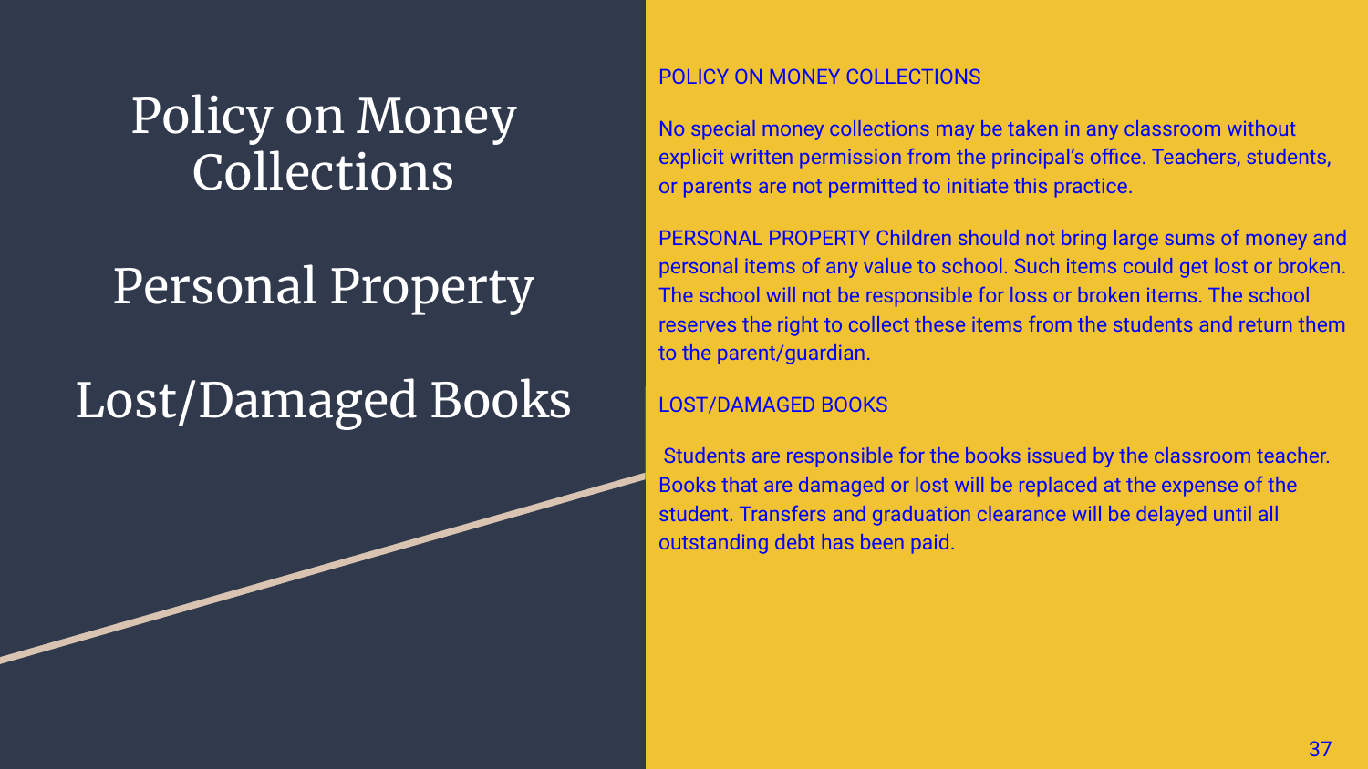# Policy on Money Collections

# Personal Property

# Lost/Damaged Books

POLICY ON MONEY COLLECTIONS

No special money collections may be taken in any classroom without explicit written permission from the principal's office. Teachers, students, or parents are not permitted to initiate this practice.

PERSONAL PROPERTY Children should not bring large sums of money and personal items of any value to school. Such items could get lost or broken. The school will not be responsible for loss or broken items. The school reserves the right to collect these items from the students and return them to the parent/guardian.

LOST/DAMAGED BOOKS

Students are responsible for the books issued by the classroom teacher. Books that are damaged or lost will be replaced at the expense of the student. Transfers and graduation clearance will be delayed until all outstanding debt has been paid.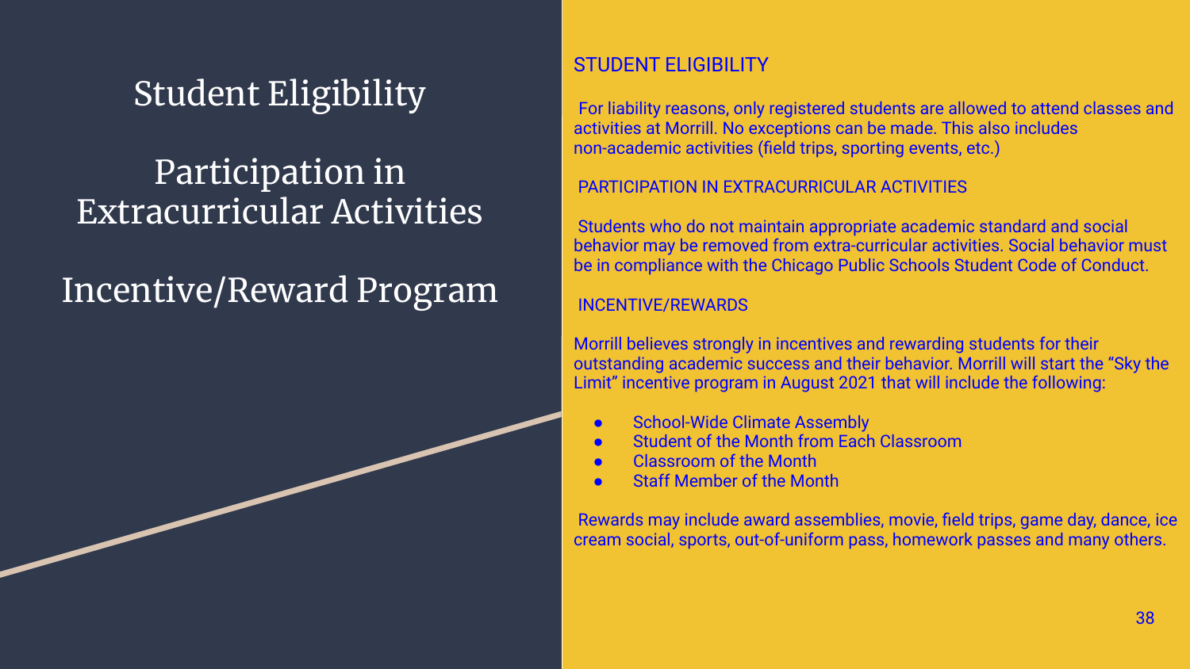# Student Eligibility

# Participation in Extracurricular Activities

# Incentive/Reward Program

## STUDENT ELIGIBILITY

For liability reasons, only registered students are allowed to attend classes and activities at Morrill. No exceptions can be made. This also includes non-academic activities (field trips, sporting events, etc.)

## PARTICIPATION IN EXTRACURRICULAR ACTIVITIES

Students who do not maintain appropriate academic standard and social behavior may be removed from extra-curricular activities. Social behavior must be in compliance with the Chicago Public Schools Student Code of Conduct.

## INCENTIVE/REWARDS

Morrill believes strongly in incentives and rewarding students for their outstanding academic success and their behavior. Morrill will start the "Sky the Limit" incentive program in August 2021 that will include the following:

- School-Wide Climate Assembly
- Student of the Month from Each Classroom
- Classroom of the Month
- Staff Member of the Month

Rewards may include award assemblies, movie, field trips, game day, dance, ice cream social, sports, out-of-uniform pass, homework passes and many others.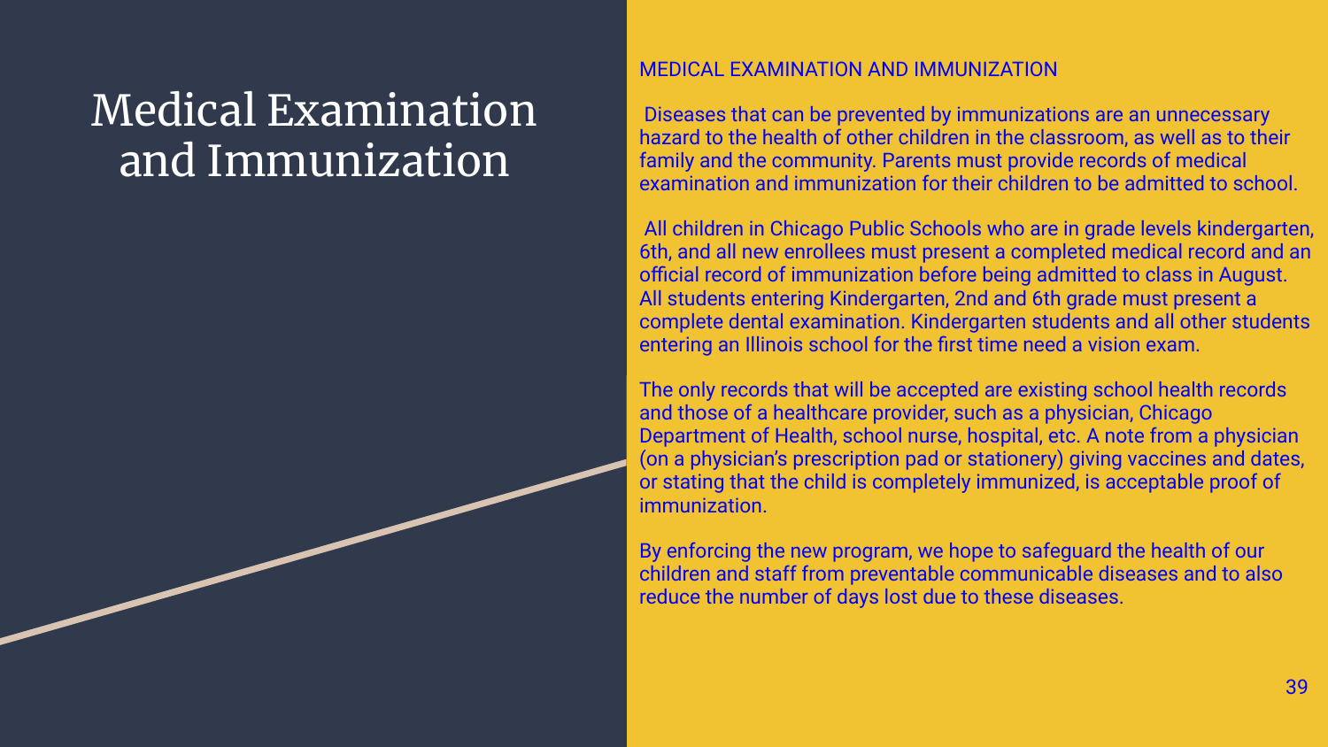# Medical Examination and Immunization

MEDICAL EXAMINATION AND IMMUNIZATION

Diseases that can be prevented by immunizations are an unnecessary hazard to the health of other children in the classroom, as well as to their family and the community. Parents must provide records of medical examination and immunization for their children to be admitted to school.

All children in Chicago Public Schools who are in grade levels kindergarten, 6th, and all new enrollees must present a completed medical record and an official record of immunization before being admitted to class in August. All students entering Kindergarten, 2nd and 6th grade must present a complete dental examination. Kindergarten students and all other students entering an Illinois school for the first time need a vision exam.

The only records that will be accepted are existing school health records and those of a healthcare provider, such as a physician, Chicago Department of Health, school nurse, hospital, etc. A note from a physician (on a physician's prescription pad or stationery) giving vaccines and dates, or stating that the child is completely immunized, is acceptable proof of immunization.

By enforcing the new program, we hope to safeguard the health of our children and staff from preventable communicable diseases and to also reduce the number of days lost due to these diseases.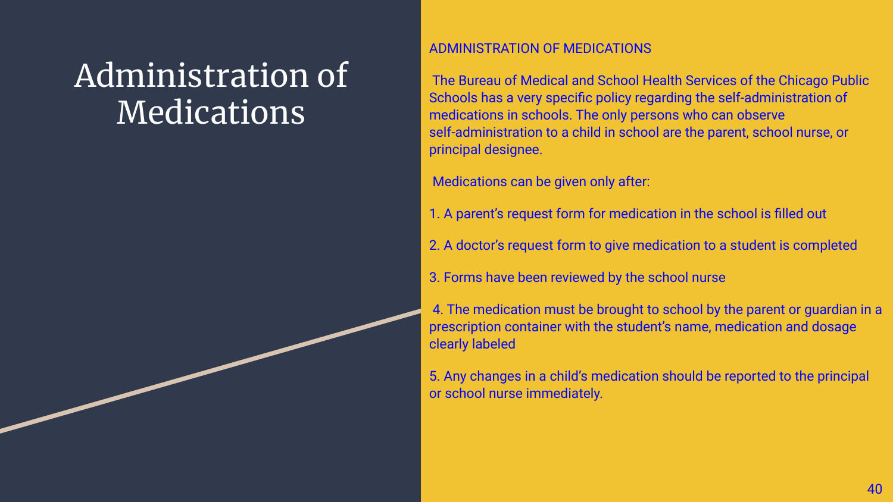# Administration of Medications

ADMINISTRATION OF MEDICATIONS

The Bureau of Medical and School Health Services of the Chicago Public Schools has a very specific policy regarding the self-administration of medications in schools. The only persons who can observe self-administration to a child in school are the parent, school nurse, or principal designee.

Medications can be given only after:

1. A parent's request form for medication in the school is filled out
2. A doctor's request form to give medication to a student is completed
3. Forms have been reviewed by the school nurse
4. The medication must be brought to school by the parent or guardian in a prescription container with the student's name, medication and dosage clearly labeled
5. Any changes in a child's medication should be reported to the principal or school nurse immediately.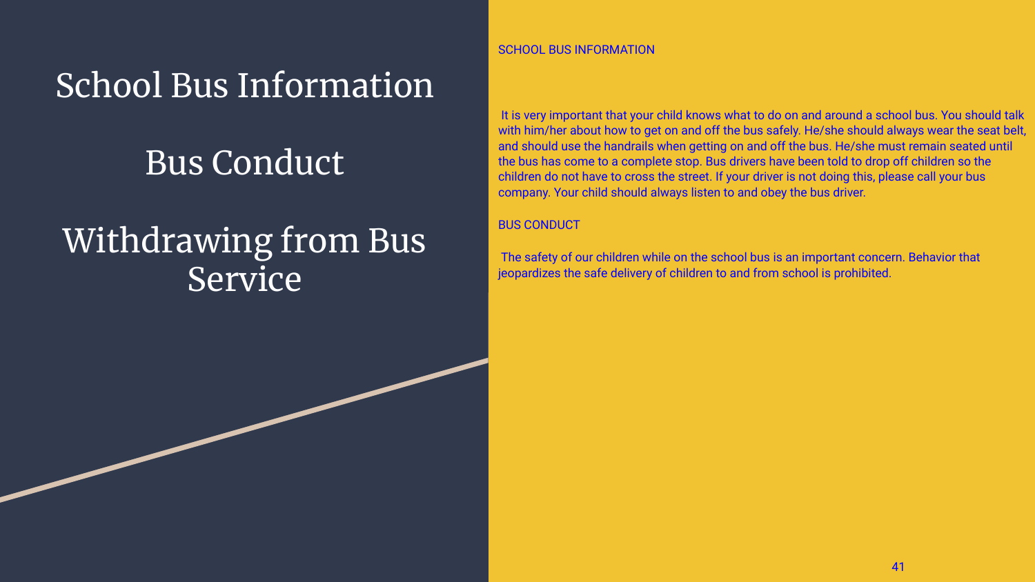# School Bus Information

# Bus Conduct

# Withdrawing from Bus Service

SCHOOL BUS INFORMATION

It is very important that your child knows what to do on and around a school bus. You should talk with him/her about how to get on and off the bus safely. He/she should always wear the seat belt, and should use the handrails when getting on and off the bus. He/she must remain seated until the bus has come to a complete stop. Bus drivers have been told to drop off children so the children do not have to cross the street. If your driver is not doing this, please call your bus company. Your child should always listen to and obey the bus driver.

BUS CONDUCT

The safety of our children while on the school bus is an important concern. Behavior that jeopardizes the safe delivery of children to and from school is prohibited.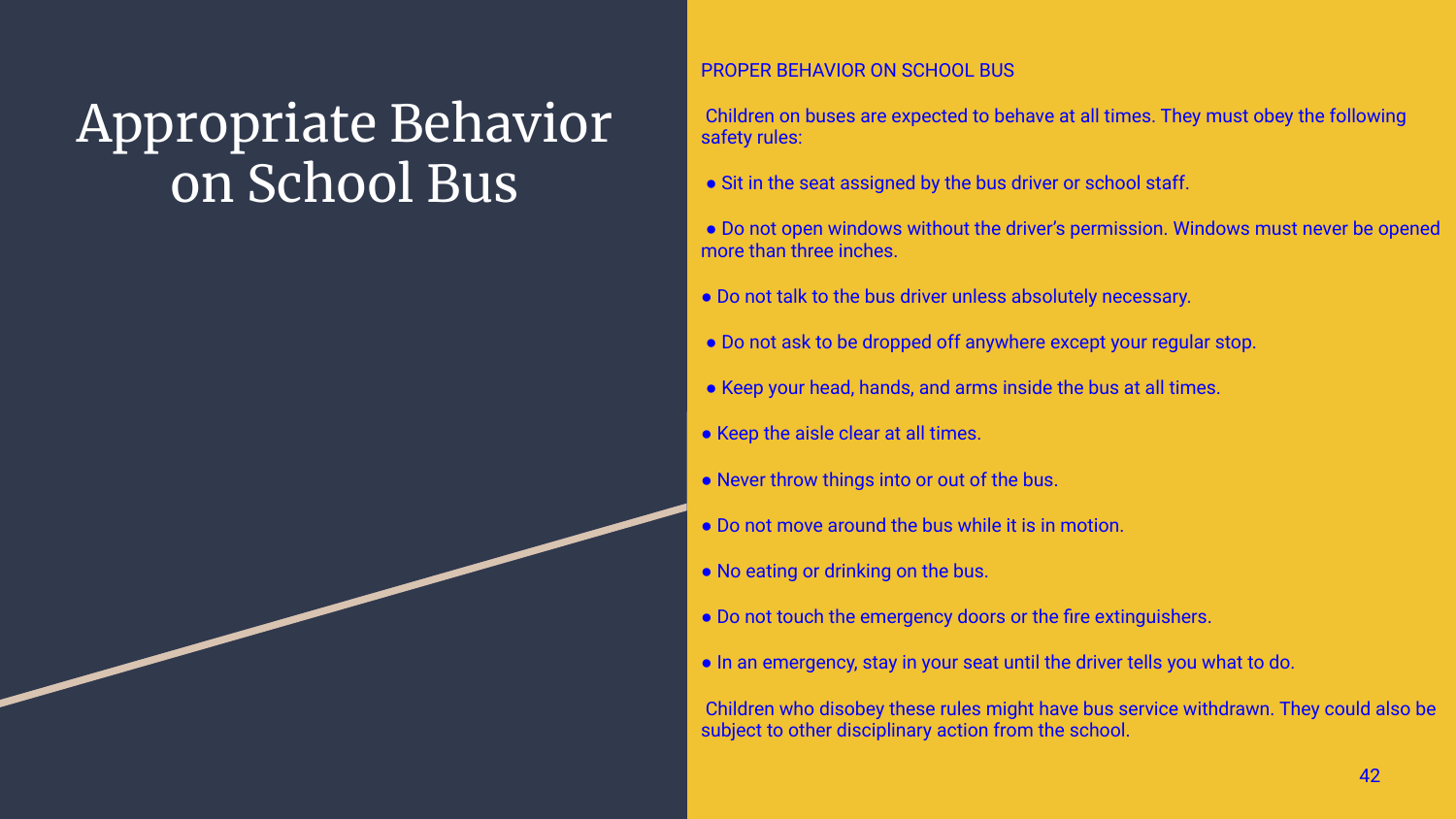# Appropriate Behavior on School Bus

PROPER BEHAVIOR ON SCHOOL BUS

Children on buses are expected to behave at all times. They must obey the following safety rules:

- Sit in the seat assigned by the bus driver or school staff.
- Do not open windows without the driver's permission. Windows must never be opened more than three inches.
- Do not talk to the bus driver unless absolutely necessary.
- Do not ask to be dropped off anywhere except your regular stop.
- Keep your head, hands, and arms inside the bus at all times.
- Keep the aisle clear at all times.
- Never throw things into or out of the bus.
- Do not move around the bus while it is in motion.
- No eating or drinking on the bus.
- Do not touch the emergency doors or the fire extinguishers.
- In an emergency, stay in your seat until the driver tells you what to do.

Children who disobey these rules might have bus service withdrawn. They could also be subject to other disciplinary action from the school.